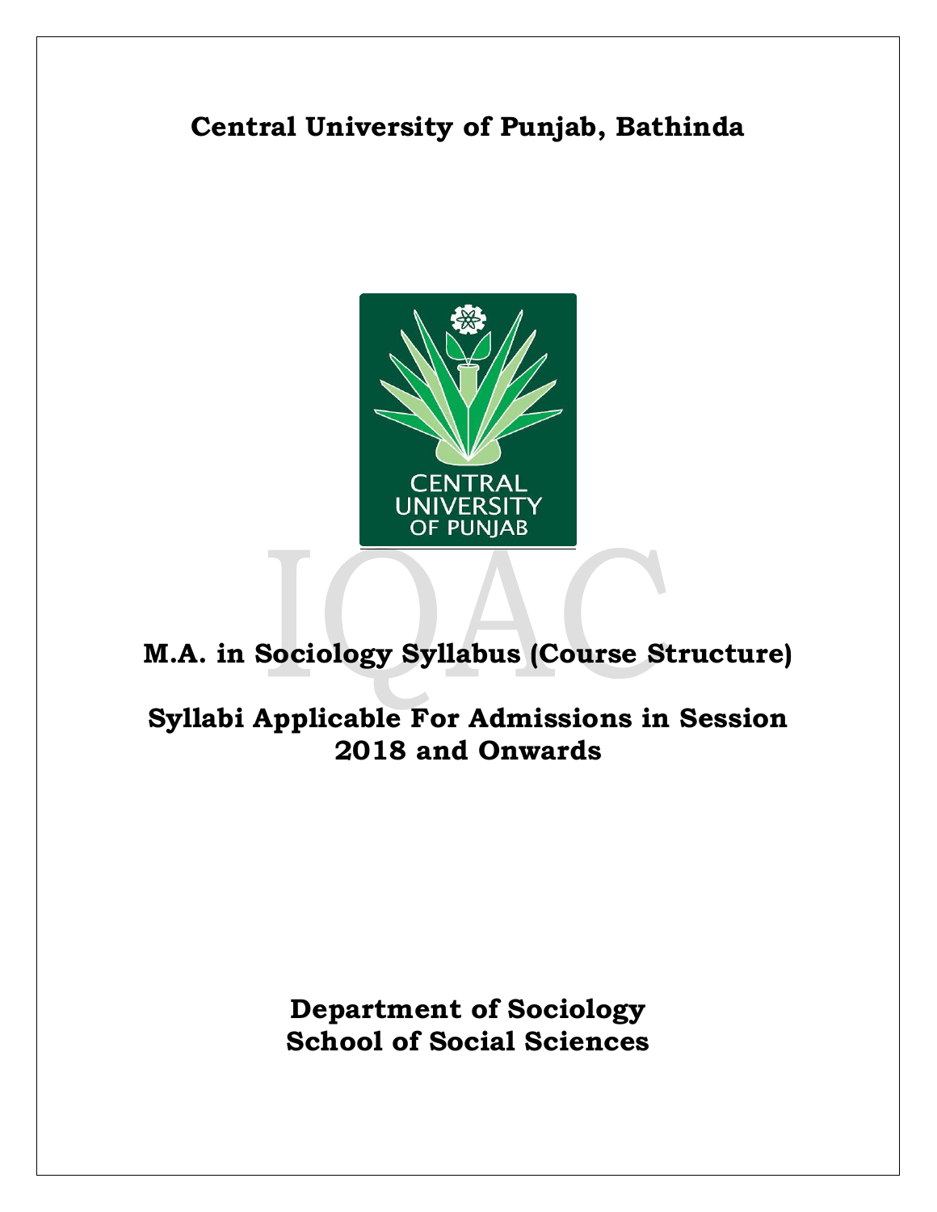# Central University of Picture Punjab, Bathinda

# Central University of Punjab, Bathinda

## M.A. in Sociology Syllabus (Course Structure)

## Syllabi Applicable For Admissions in Session 2018 and Onwards

**Department of Sociology**
**School of Social Sciences**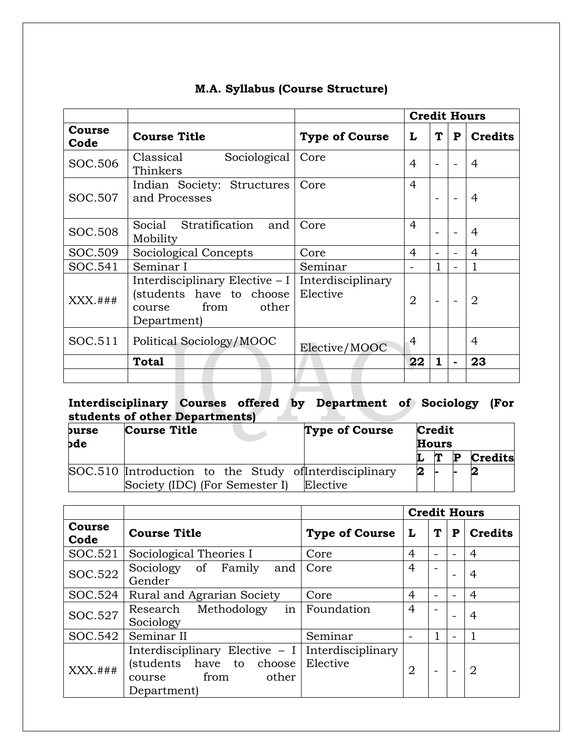### M.A. Syllabus (Course Structure)

| | | | Credit Hours | | | |
|---|---|---|---|---|---|---|
| **Course Code** | **Course Title** | **Type of Course** | **L** | **T** | **P** | **Credits** |
| SOC.506 | Classical Sociological Thinkers | Core | 4 | - | - | 4 |
| SOC.507 | Indian Society: Structures and Processes | Core | 4 | - | - | 4 |
| SOC.508 | Social Stratification and Mobility | Core | 4 | - | - | 4 |
| SOC.509 | Sociological Concepts | Core | 4 | - | - | 4 |
| SOC.541 | Seminar I | Seminar | - | 1 | - | 1 |
| XXX.### | Interdisciplinary Elective – I (students have to choose course from other Department) | Interdisciplinary Elective | 2 | - | - | 2 |
| SOC.511 | Political Sociology/MOOC | Elective/MOOC | 4 | | | 4 |
| | **Total** | | **22** | **1** | **-** | **23** |
| | | | | | | |

**Interdisciplinary Courses offered by Department of Sociology (For students of other Departments)**

| Course Code | Course Title | Type of Course | Credit Hours | | | |
|---|---|---|---|---|---|---|
| | | | **L** | **T** | **P** | **Credits** |
| SOC.510 | Introduction to the Study of Society (IDC) (For Semester I) | Interdisciplinary Elective | 2 | - | - | 2 |

| | | | Credit Hours | | | |
|---|---|---|---|---|---|---|
| **Course Code** | **Course Title** | **Type of Course** | **L** | **T** | **P** | **Credits** |
| SOC.521 | Sociological Theories I | Core | 4 | - | - | 4 |
| SOC.522 | Sociology of Family and Gender | Core | 4 | - | - | 4 |
| SOC.524 | Rural and Agrarian Society | Core | 4 | - | - | 4 |
| SOC.527 | Research Methodology in Sociology | Foundation | 4 | - | - | 4 |
| SOC.542 | Seminar II | Seminar | - | 1 | - | 1 |
| XXX.### | Interdisciplinary Elective – I (students have to choose course from other Department) | Interdisciplinary Elective | 2 | - | - | 2 |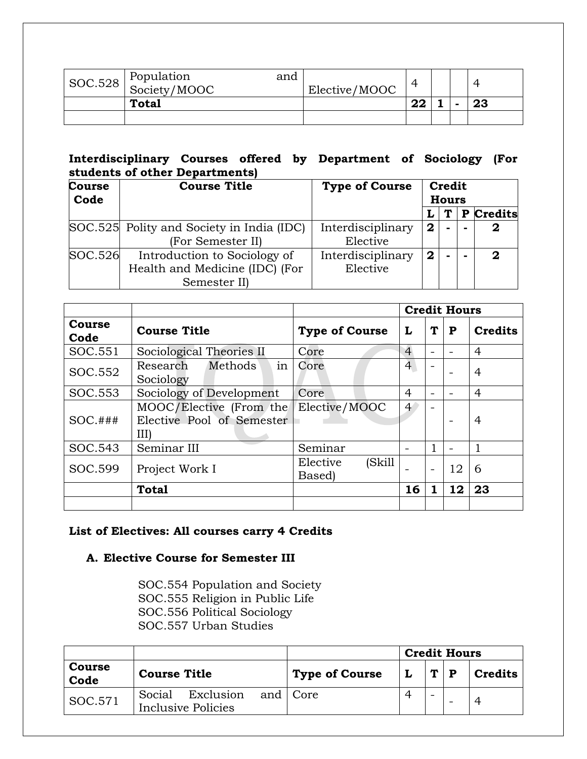| SOC.528 | Population and Society/MOOC | Elective/MOOC | 4 | | | 4 |
|---|---|---|---|---|---|---|
| | **Total** | | **22** | **1** | **-** | **23** |
| | | | | | | |

**Interdisciplinary Courses offered by Department of Sociology (For students of other Departments)**

| Course Code | Course Title | Type of Course | Credit Hours | | | |
|---|---|---|---|---|---|---|
| | | | L | T | P | Credits |
| SOC.525 | Polity and Society in India (IDC) (For Semester II) | Interdisciplinary Elective | **2** | **-** | **-** | **2** |
| SOC.526 | Introduction to Sociology of Health and Medicine (IDC) (For Semester II) | Interdisciplinary Elective | **2** | **-** | **-** | **2** |

| | | | **Credit Hours** | | | |
|---|---|---|---|---|---|---|
| **Course Code** | **Course Title** | **Type of Course** | **L** | **T** | **P** | **Credits** |
| SOC.551 | Sociological Theories II | Core | 4 | - | - | 4 |
| SOC.552 | Research Methods in Sociology | Core | 4 | - | - | 4 |
| SOC.553 | Sociology of Development | Core | 4 | - | - | 4 |
| SOC.### | MOOC/Elective (From the Elective Pool of Semester III) | Elective/MOOC | 4 | - | - | 4 |
| SOC.543 | Seminar III | Seminar | - | 1 | - | 1 |
| SOC.599 | Project Work I | Elective (Skill Based) | - | - | 12 | 6 |
| | **Total** | | **16** | **1** | **12** | **23** |
| | | | | | | |

**List of Electives: All courses carry 4 Credits**

**A. Elective Course for Semester III**

SOC.554 Population and Society
SOC.555 Religion in Public Life
SOC.556 Political Sociology
SOC.557 Urban Studies

| | | | **Credit Hours** | | | |
|---|---|---|---|---|---|---|
| **Course Code** | **Course Title** | **Type of Course** | **L** | **T** | **P** | **Credits** |
| SOC.571 | Social Exclusion and Inclusive Policies | Core | 4 | - | - | 4 |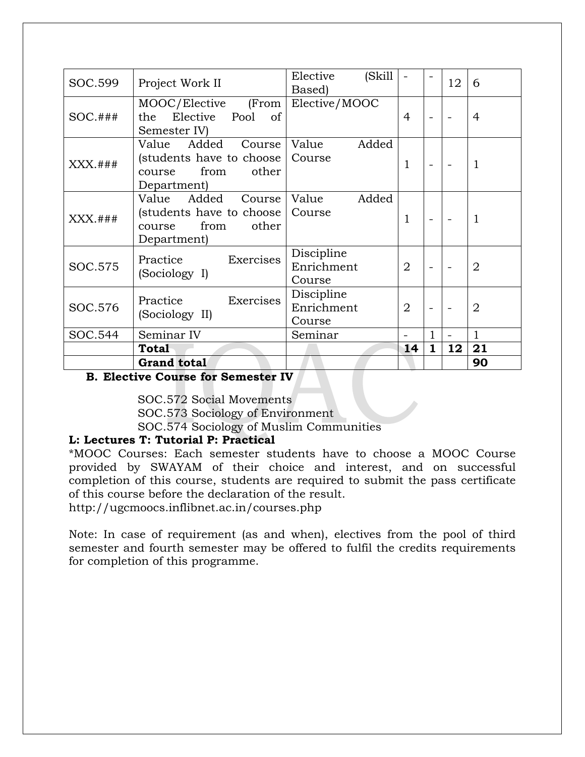| SOC.599 | Project Work II | Elective (Skill Based) | - | - | 12 | 6 |
|---|---|---|---|---|---|---|
| SOC.### | MOOC/Elective (From the Elective Pool of Semester IV) | Elective/MOOC | 4 | - | - | 4 |
| XXX.### | Value Added Course (students have to choose course from other Department) | Value Added Course | 1 | - | - | 1 |
| XXX.### | Value Added Course (students have to choose course from other Department) | Value Added Course | 1 | - | - | 1 |
| SOC.575 | Practice Exercises (Sociology I) | Discipline Enrichment Course | 2 | - | - | 2 |
| SOC.576 | Practice Exercises (Sociology II) | Discipline Enrichment Course | 2 | - | - | 2 |
| SOC.544 | Seminar IV | Seminar | - | 1 | - | 1 |
| | **Total** | | **14** | **1** | **12** | **21** |
| | **Grand total** | | | | | **90** |

**B. Elective Course for Semester IV**

SOC.572 Social Movements
SOC.573 Sociology of Environment
SOC.574 Sociology of Muslim Communities

**L: Lectures T: Tutorial P: Practical**

*MOOC Courses: Each semester students have to choose a MOOC Course provided by SWAYAM of their choice and interest, and on successful completion of this course, students are required to submit the pass certificate of this course before the declaration of the result.
http://ugcmoocs.inflibnet.ac.in/courses.php

Note: In case of requirement (as and when), electives from the pool of third semester and fourth semester may be offered to fulfil the credits requirements for completion of this programme.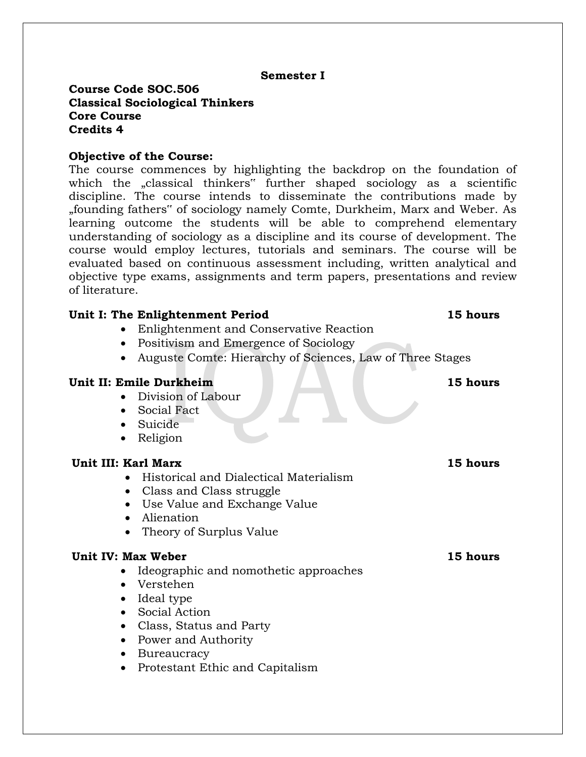**Semester I**

**Course Code SOC.506**
**Classical Sociological Thinkers**
**Core Course**
**Credits 4**

**Objective of the Course:**
The course commences by highlighting the backdrop on the foundation of which the „classical thinkers" further shaped sociology as a scientific discipline. The course intends to disseminate the contributions made by „founding fathers" of sociology namely Comte, Durkheim, Marx and Weber. As learning outcome the students will be able to comprehend elementary understanding of sociology as a discipline and its course of development. The course would employ lectures, tutorials and seminars. The course will be evaluated based on continuous assessment including, written analytical and objective type exams, assignments and term papers, presentations and review of literature.

**Unit I: The Enlightenment Period** **15 hours**

- Enlightenment and Conservative Reaction
- Positivism and Emergence of Sociology
- Auguste Comte: Hierarchy of Sciences, Law of Three Stages

**Unit II: Emile Durkheim** **15 hours**

- Division of Labour
- Social Fact
- Suicide
- Religion

**Unit III: Karl Marx** **15 hours**

- Historical and Dialectical Materialism
- Class and Class struggle
- Use Value and Exchange Value
- Alienation
- Theory of Surplus Value

**Unit IV: Max Weber** **15 hours**

- Ideographic and nomothetic approaches
- Verstehen
- Ideal type
- Social Action
- Class, Status and Party
- Power and Authority
- Bureaucracy
- Protestant Ethic and Capitalism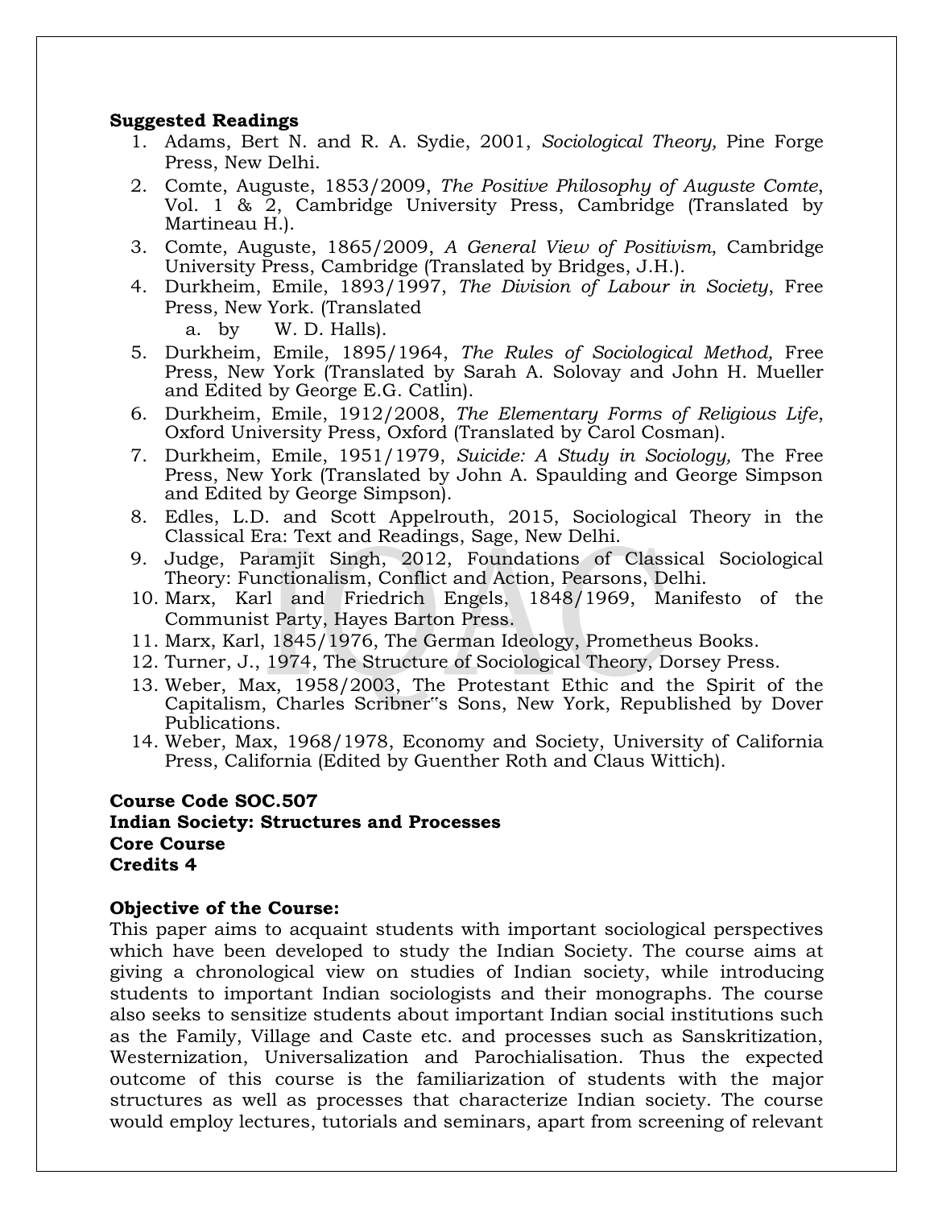**Suggested Readings**

1. Adams, Bert N. and R. A. Sydie, 2001, *Sociological Theory,* Pine Forge Press, New Delhi.
2. Comte, Auguste, 1853/2009, *The Positive Philosophy of Auguste Comte*, Vol. 1 & 2, Cambridge University Press, Cambridge (Translated by Martineau H.).
3. Comte, Auguste, 1865/2009, *A General View of Positivism*, Cambridge University Press, Cambridge (Translated by Bridges, J.H.).
4. Durkheim, Emile, 1893/1997, *The Division of Labour in Society*, Free Press, New York. (Translated
   a. by W. D. Halls).
5. Durkheim, Emile, 1895/1964, *The Rules of Sociological Method,* Free Press, New York (Translated by Sarah A. Solovay and John H. Mueller and Edited by George E.G. Catlin).
6. Durkheim, Emile, 1912/2008, *The Elementary Forms of Religious Life*, Oxford University Press, Oxford (Translated by Carol Cosman).
7. Durkheim, Emile, 1951/1979, *Suicide: A Study in Sociology,* The Free Press, New York (Translated by John A. Spaulding and George Simpson and Edited by George Simpson).
8. Edles, L.D. and Scott Appelrouth, 2015, Sociological Theory in the Classical Era: Text and Readings, Sage, New Delhi.
9. Judge, Paramjit Singh, 2012, Foundations of Classical Sociological Theory: Functionalism, Conflict and Action, Pearsons, Delhi.
10. Marx, Karl and Friedrich Engels, 1848/1969, Manifesto of the Communist Party, Hayes Barton Press.
11. Marx, Karl, 1845/1976, The German Ideology, Prometheus Books.
12. Turner, J., 1974, The Structure of Sociological Theory, Dorsey Press.
13. Weber, Max, 1958/2003, The Protestant Ethic and the Spirit of the Capitalism, Charles Scribner"s Sons, New York, Republished by Dover Publications.
14. Weber, Max, 1968/1978, Economy and Society, University of California Press, California (Edited by Guenther Roth and Claus Wittich).

**Course Code SOC.507**
**Indian Society: Structures and Processes**
**Core Course**
**Credits 4**

**Objective of the Course:**
This paper aims to acquaint students with important sociological perspectives which have been developed to study the Indian Society. The course aims at giving a chronological view on studies of Indian society, while introducing students to important Indian sociologists and their monographs. The course also seeks to sensitize students about important Indian social institutions such as the Family, Village and Caste etc. and processes such as Sanskritization, Westernization, Universalization and Parochialisation. Thus the expected outcome of this course is the familiarization of students with the major structures as well as processes that characterize Indian society. The course would employ lectures, tutorials and seminars, apart from screening of relevant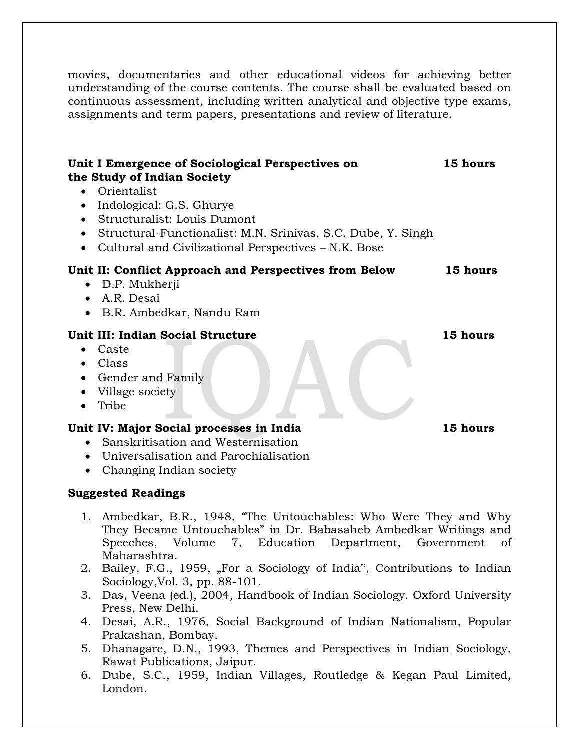movies, documentaries and other educational videos for achieving better understanding of the course contents. The course shall be evaluated based on continuous assessment, including written analytical and objective type exams, assignments and term papers, presentations and review of literature.

**Unit I Emergence of Sociological Perspectives on the Study of Indian Society** **15 hours**

- Orientalist
- Indological: G.S. Ghurye
- Structuralist: Louis Dumont
- Structural-Functionalist: M.N. Srinivas, S.C. Dube, Y. Singh
- Cultural and Civilizational Perspectives – N.K. Bose

**Unit II: Conflict Approach and Perspectives from Below** **15 hours**

- D.P. Mukherji
- A.R. Desai
- B.R. Ambedkar, Nandu Ram

**Unit III: Indian Social Structure** **15 hours**

- Caste
- Class
- Gender and Family
- Village society
- Tribe

**Unit IV: Major Social processes in India** **15 hours**

- Sanskritisation and Westernisation
- Universalisation and Parochialisation
- Changing Indian society

**Suggested Readings**

1. Ambedkar, B.R., 1948, "The Untouchables: Who Were They and Why They Became Untouchables" in Dr. Babasaheb Ambedkar Writings and Speeches, Volume 7, Education Department, Government of Maharashtra.
2. Bailey, F.G., 1959, „For a Sociology of India", Contributions to Indian Sociology,Vol. 3, pp. 88-101.
3. Das, Veena (ed.), 2004, Handbook of Indian Sociology. Oxford University Press, New Delhi.
4. Desai, A.R., 1976, Social Background of Indian Nationalism, Popular Prakashan, Bombay.
5. Dhanagare, D.N., 1993, Themes and Perspectives in Indian Sociology, Rawat Publications, Jaipur.
6. Dube, S.C., 1959, Indian Villages, Routledge & Kegan Paul Limited, London.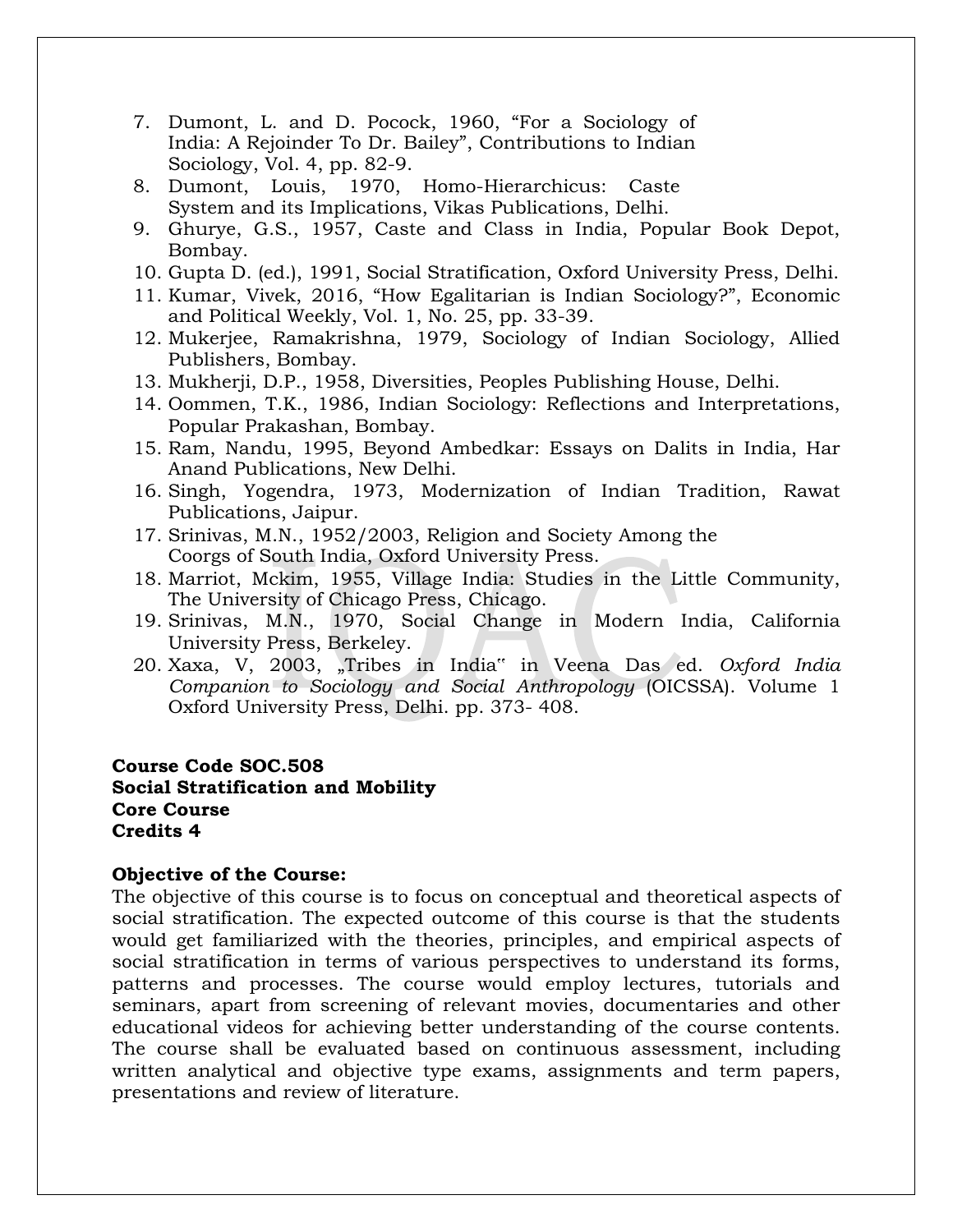7. Dumont, L. and D. Pocock, 1960, "For a Sociology of India: A Rejoinder To Dr. Bailey", Contributions to Indian Sociology, Vol. 4, pp. 82-9.
8. Dumont, Louis, 1970, Homo-Hierarchicus: Caste System and its Implications, Vikas Publications, Delhi.
9. Ghurye, G.S., 1957, Caste and Class in India, Popular Book Depot, Bombay.
10. Gupta D. (ed.), 1991, Social Stratification, Oxford University Press, Delhi.
11. Kumar, Vivek, 2016, "How Egalitarian is Indian Sociology?", Economic and Political Weekly, Vol. 1, No. 25, pp. 33-39.
12. Mukerjee, Ramakrishna, 1979, Sociology of Indian Sociology, Allied Publishers, Bombay.
13. Mukherji, D.P., 1958, Diversities, Peoples Publishing House, Delhi.
14. Oommen, T.K., 1986, Indian Sociology: Reflections and Interpretations, Popular Prakashan, Bombay.
15. Ram, Nandu, 1995, Beyond Ambedkar: Essays on Dalits in India, Har Anand Publications, New Delhi.
16. Singh, Yogendra, 1973, Modernization of Indian Tradition, Rawat Publications, Jaipur.
17. Srinivas, M.N., 1952/2003, Religion and Society Among the Coorgs of South India, Oxford University Press.
18. Marriot, Mckim, 1955, Village India: Studies in the Little Community, The University of Chicago Press, Chicago.
19. Srinivas, M.N., 1970, Social Change in Modern India, California University Press, Berkeley.
20. Xaxa, V, 2003, „Tribes in India" in Veena Das ed. *Oxford India Companion to Sociology and Social Anthropology* (OICSSA). Volume 1 Oxford University Press, Delhi. pp. 373- 408.

**Course Code SOC.508**
**Social Stratification and Mobility**
**Core Course**
**Credits 4**

**Objective of the Course:**
The objective of this course is to focus on conceptual and theoretical aspects of social stratification. The expected outcome of this course is that the students would get familiarized with the theories, principles, and empirical aspects of social stratification in terms of various perspectives to understand its forms, patterns and processes. The course would employ lectures, tutorials and seminars, apart from screening of relevant movies, documentaries and other educational videos for achieving better understanding of the course contents. The course shall be evaluated based on continuous assessment, including written analytical and objective type exams, assignments and term papers, presentations and review of literature.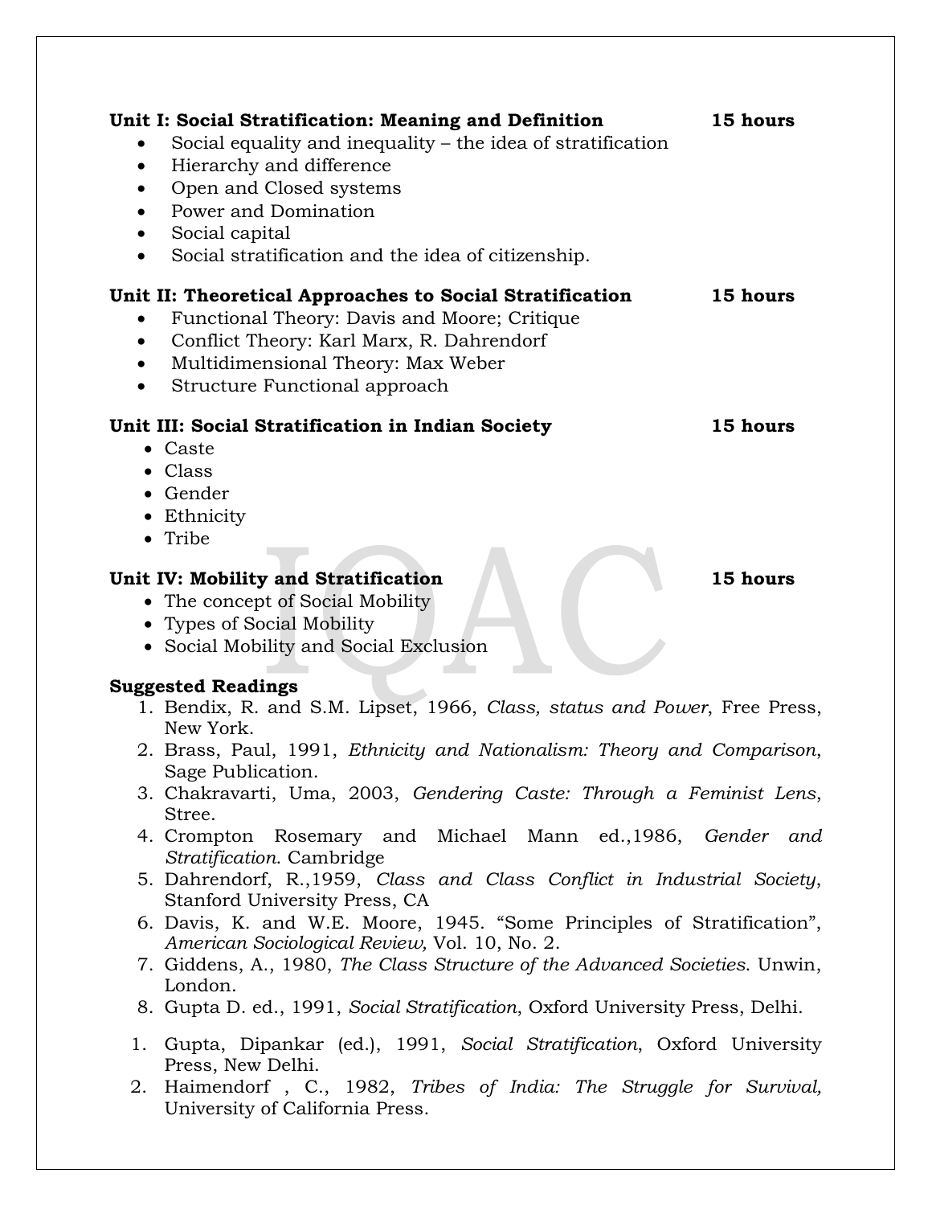**Unit I: Social Stratification: Meaning and Definition** **15 hours**

- Social equality and inequality – the idea of stratification
- Hierarchy and difference
- Open and Closed systems
- Power and Domination
- Social capital
- Social stratification and the idea of citizenship.

**Unit II: Theoretical Approaches to Social Stratification** **15 hours**

- Functional Theory: Davis and Moore; Critique
- Conflict Theory: Karl Marx, R. Dahrendorf
- Multidimensional Theory: Max Weber
- Structure Functional approach

**Unit III: Social Stratification in Indian Society** **15 hours**

- Caste
- Class
- Gender
- Ethnicity
- Tribe

**Unit IV: Mobility and Stratification** **15 hours**

- The concept of Social Mobility
- Types of Social Mobility
- Social Mobility and Social Exclusion

**Suggested Readings**

1. Bendix, R. and S.M. Lipset, 1966, *Class, status and Power*, Free Press, New York.
2. Brass, Paul, 1991, *Ethnicity and Nationalism: Theory and Comparison*, Sage Publication.
3. Chakravarti, Uma, 2003, *Gendering Caste: Through a Feminist Lens*, Stree.
4. Crompton Rosemary and Michael Mann ed.,1986, *Gender and Stratification*. Cambridge
5. Dahrendorf, R.,1959, *Class and Class Conflict in Industrial Society*, Stanford University Press, CA
6. Davis, K. and W.E. Moore, 1945. "Some Principles of Stratification", *American Sociological Review,* Vol. 10, No. 2.
7. Giddens, A., 1980, *The Class Structure of the Advanced Societies*. Unwin, London.
8. Gupta D. ed., 1991, *Social Stratification*, Oxford University Press, Delhi.

1. Gupta, Dipankar (ed.), 1991, *Social Stratification*, Oxford University Press, New Delhi.
2. Haimendorf , C., 1982, *Tribes of India: The Struggle for Survival,* University of California Press.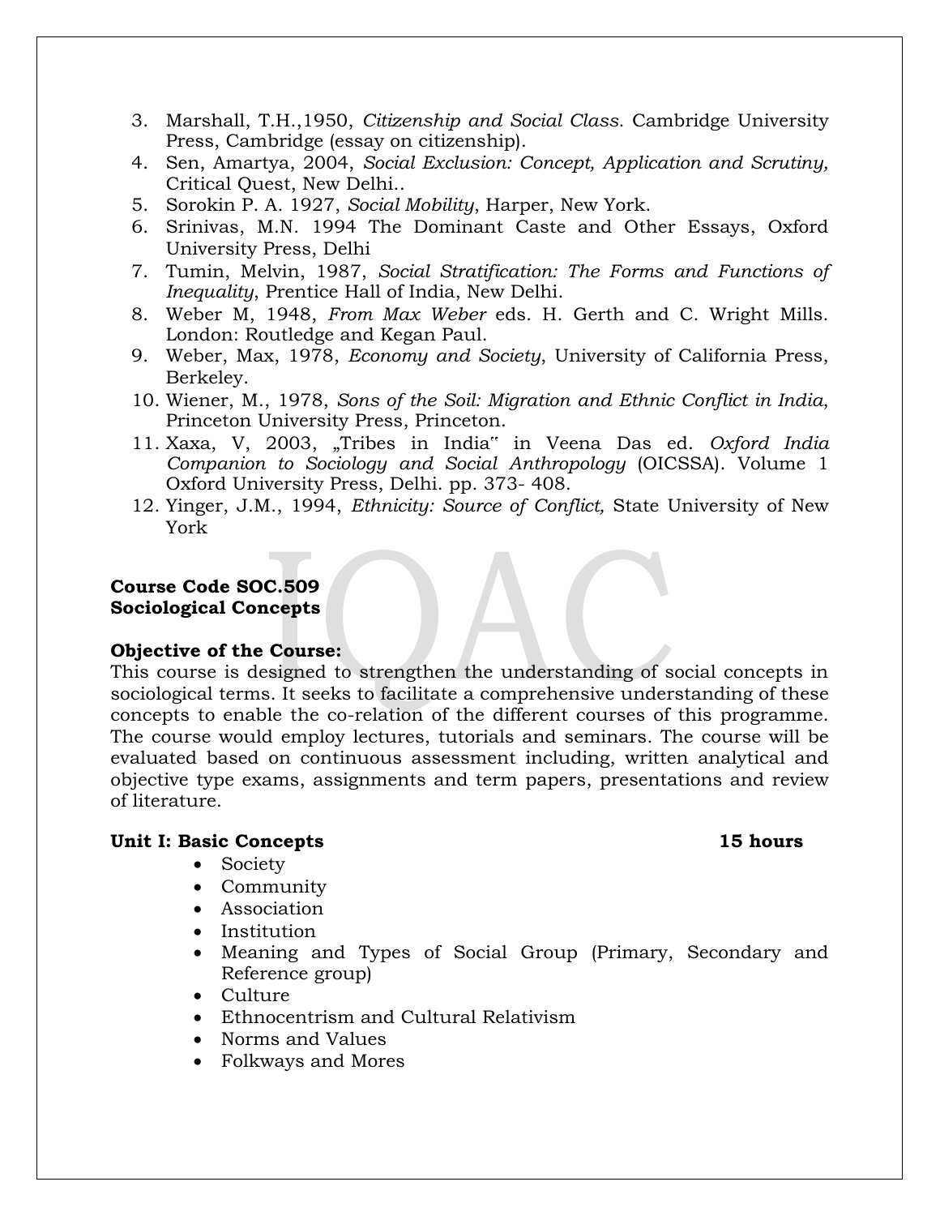3. Marshall, T.H.,1950, *Citizenship and Social Class*. Cambridge University Press, Cambridge (essay on citizenship).
4. Sen, Amartya, 2004, *Social Exclusion: Concept, Application and Scrutiny,* Critical Quest, New Delhi..
5. Sorokin P. A. 1927, *Social Mobility*, Harper, New York.
6. Srinivas, M.N. 1994 The Dominant Caste and Other Essays, Oxford University Press, Delhi
7. Tumin, Melvin, 1987, *Social Stratification: The Forms and Functions of Inequality*, Prentice Hall of India, New Delhi.
8. Weber M, 1948, *From Max Weber* eds. H. Gerth and C. Wright Mills. London: Routledge and Kegan Paul.
9. Weber, Max, 1978, *Economy and Society*, University of California Press, Berkeley.
10. Wiener, M., 1978, *Sons of the Soil: Migration and Ethnic Conflict in India*, Princeton University Press, Princeton.
11. Xaxa, V, 2003, „Tribes in India" in Veena Das ed. *Oxford India Companion to Sociology and Social Anthropology* (OICSSA). Volume 1 Oxford University Press, Delhi. pp. 373- 408.
12. Yinger, J.M., 1994, *Ethnicity: Source of Conflict,* State University of New York

**Course Code SOC.509**
**Sociological Concepts**

**Objective of the Course:**
This course is designed to strengthen the understanding of social concepts in sociological terms. It seeks to facilitate a comprehensive understanding of these concepts to enable the co-relation of the different courses of this programme. The course would employ lectures, tutorials and seminars. The course will be evaluated based on continuous assessment including, written analytical and objective type exams, assignments and term papers, presentations and review of literature.

**Unit I: Basic Concepts** **15 hours**

- Society
- Community
- Association
- Institution
- Meaning and Types of Social Group (Primary, Secondary and Reference group)
- Culture
- Ethnocentrism and Cultural Relativism
- Norms and Values
- Folkways and Mores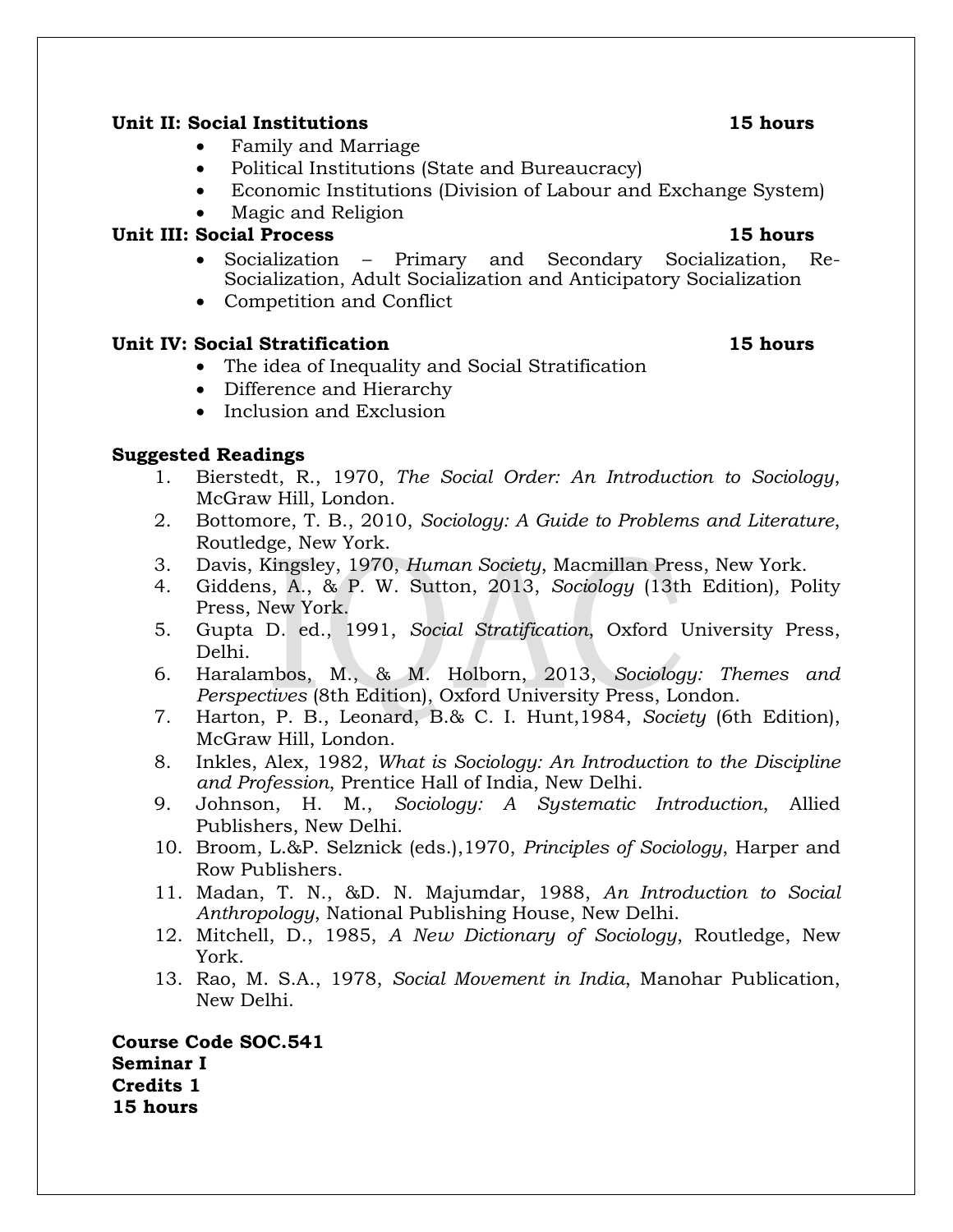**Unit II: Social Institutions 15 hours**

- Family and Marriage
- Political Institutions (State and Bureaucracy)
- Economic Institutions (Division of Labour and Exchange System)
- Magic and Religion

**Unit III: Social Process 15 hours**

- Socialization – Primary and Secondary Socialization, Re-Socialization, Adult Socialization and Anticipatory Socialization
- Competition and Conflict

**Unit IV: Social Stratification 15 hours**

- The idea of Inequality and Social Stratification
- Difference and Hierarchy
- Inclusion and Exclusion

**Suggested Readings**

1. Bierstedt, R., 1970, *The Social Order: An Introduction to Sociology*, McGraw Hill, London.
2. Bottomore, T. B., 2010, *Sociology: A Guide to Problems and Literature*, Routledge, New York.
3. Davis, Kingsley, 1970, *Human Society*, Macmillan Press, New York.
4. Giddens, A., & P. W. Sutton, 2013, *Sociology* (13th Edition), Polity Press, New York.
5. Gupta D. ed., 1991, *Social Stratification*, Oxford University Press, Delhi.
6. Haralambos, M., & M. Holborn, 2013, *Sociology: Themes and Perspectives* (8th Edition), Oxford University Press, London.
7. Harton, P. B., Leonard, B.& C. I. Hunt,1984, *Society* (6th Edition), McGraw Hill, London.
8. Inkles, Alex, 1982, *What is Sociology: An Introduction to the Discipline and Profession*, Prentice Hall of India, New Delhi.
9. Johnson, H. M., *Sociology: A Systematic Introduction*, Allied Publishers, New Delhi.
10. Broom, L.&P. Selznick (eds.),1970, *Principles of Sociology*, Harper and Row Publishers.
11. Madan, T. N., &D. N. Majumdar, 1988, *An Introduction to Social Anthropology*, National Publishing House, New Delhi.
12. Mitchell, D., 1985, *A New Dictionary of Sociology*, Routledge, New York.
13. Rao, M. S.A., 1978, *Social Movement in India*, Manohar Publication, New Delhi.

**Course Code SOC.541**
**Seminar I**
**Credits 1**
**15 hours**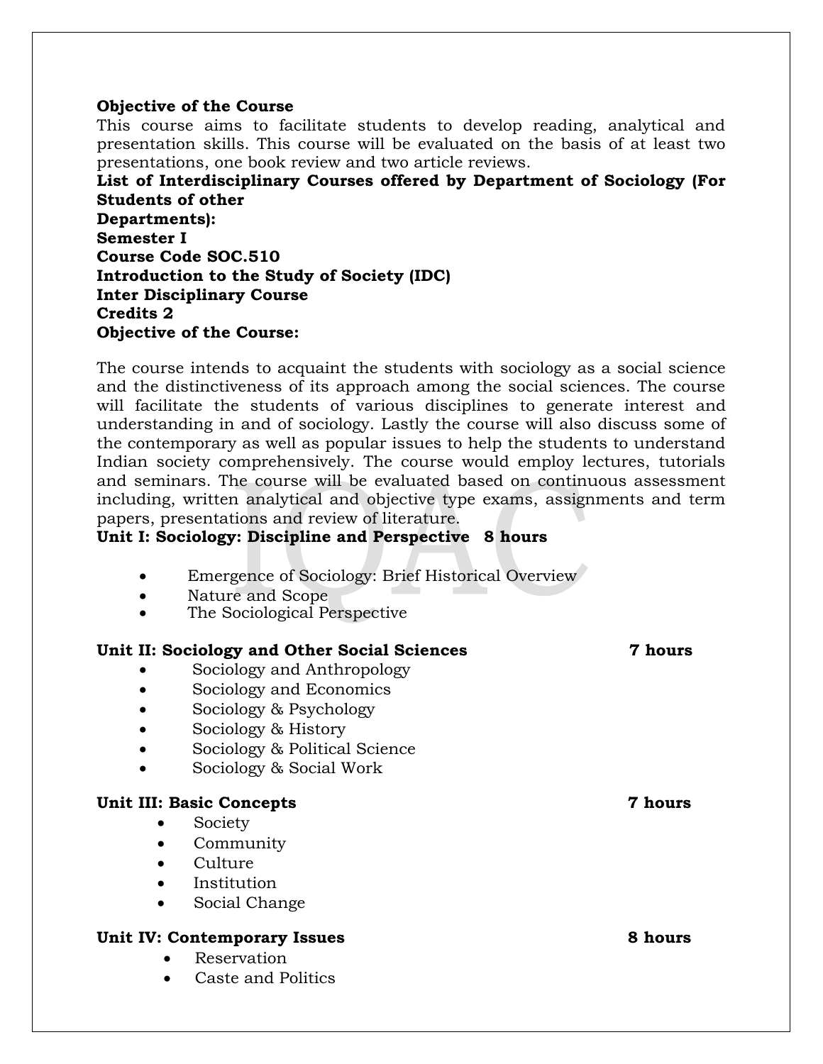**Objective of the Course**

This course aims to facilitate students to develop reading, analytical and presentation skills. This course will be evaluated on the basis of at least two presentations, one book review and two article reviews.

**List of Interdisciplinary Courses offered by Department of Sociology (For Students of other Departments):**

**Semester I**

**Course Code SOC.510**

**Introduction to the Study of Society (IDC)**

**Inter Disciplinary Course**

**Credits 2**

**Objective of the Course:**

The course intends to acquaint the students with sociology as a social science and the distinctiveness of its approach among the social sciences. The course will facilitate the students of various disciplines to generate interest and understanding in and of sociology. Lastly the course will also discuss some of the contemporary as well as popular issues to help the students to understand Indian society comprehensively. The course would employ lectures, tutorials and seminars. The course will be evaluated based on continuous assessment including, written analytical and objective type exams, assignments and term papers, presentations and review of literature.

**Unit I: Sociology: Discipline and Perspective 8 hours**

- Emergence of Sociology: Brief Historical Overview
- Nature and Scope
- The Sociological Perspective

**Unit II: Sociology and Other Social Sciences 7 hours**

- Sociology and Anthropology
- Sociology and Economics
- Sociology & Psychology
- Sociology & History
- Sociology & Political Science
- Sociology & Social Work

**Unit III: Basic Concepts 7 hours**

- Society
- Community
- Culture
- Institution
- Social Change

**Unit IV: Contemporary Issues 8 hours**

- Reservation
- Caste and Politics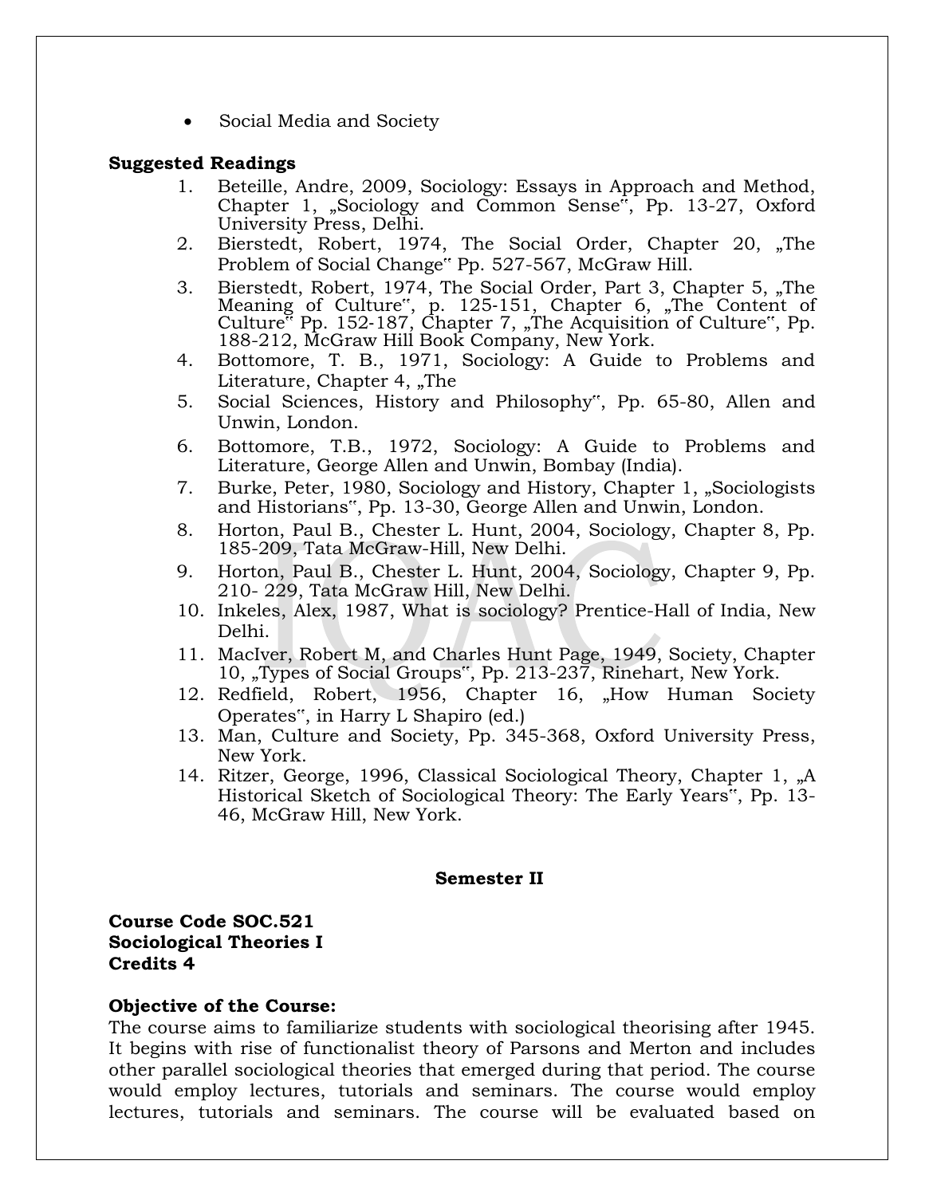- Social Media and Society

**Suggested Readings**

1. Beteille, Andre, 2009, Sociology: Essays in Approach and Method, Chapter 1, „Sociology and Common Sense", Pp. 13-27, Oxford University Press, Delhi.
2. Bierstedt, Robert, 1974, The Social Order, Chapter 20, „The Problem of Social Change" Pp. 527-567, McGraw Hill.
3. Bierstedt, Robert, 1974, The Social Order, Part 3, Chapter 5, „The Meaning of Culture", p. 125-151, Chapter 6, „The Content of Culture" Pp. 152-187, Chapter 7, „The Acquisition of Culture", Pp. 188-212, McGraw Hill Book Company, New York.
4. Bottomore, T. B., 1971, Sociology: A Guide to Problems and Literature, Chapter 4, „The
5. Social Sciences, History and Philosophy", Pp. 65-80, Allen and Unwin, London.
6. Bottomore, T.B., 1972, Sociology: A Guide to Problems and Literature, George Allen and Unwin, Bombay (India).
7. Burke, Peter, 1980, Sociology and History, Chapter 1, „Sociologists and Historians", Pp. 13-30, George Allen and Unwin, London.
8. Horton, Paul B., Chester L. Hunt, 2004, Sociology, Chapter 8, Pp. 185-209, Tata McGraw-Hill, New Delhi.
9. Horton, Paul B., Chester L. Hunt, 2004, Sociology, Chapter 9, Pp. 210- 229, Tata McGraw Hill, New Delhi.
10. Inkeles, Alex, 1987, What is sociology? Prentice-Hall of India, New Delhi.
11. MacIver, Robert M, and Charles Hunt Page, 1949, Society, Chapter 10, „Types of Social Groups", Pp. 213-237, Rinehart, New York.
12. Redfield, Robert, 1956, Chapter 16, „How Human Society Operates", in Harry L Shapiro (ed.)
13. Man, Culture and Society, Pp. 345-368, Oxford University Press, New York.
14. Ritzer, George, 1996, Classical Sociological Theory, Chapter 1, „A Historical Sketch of Sociological Theory: The Early Years", Pp. 13-46, McGraw Hill, New York.

## Semester II

**Course Code SOC.521**
**Sociological Theories I**
**Credits 4**

**Objective of the Course:**
The course aims to familiarize students with sociological theorising after 1945. It begins with rise of functionalist theory of Parsons and Merton and includes other parallel sociological theories that emerged during that period. The course would employ lectures, tutorials and seminars. The course would employ lectures, tutorials and seminars. The course will be evaluated based on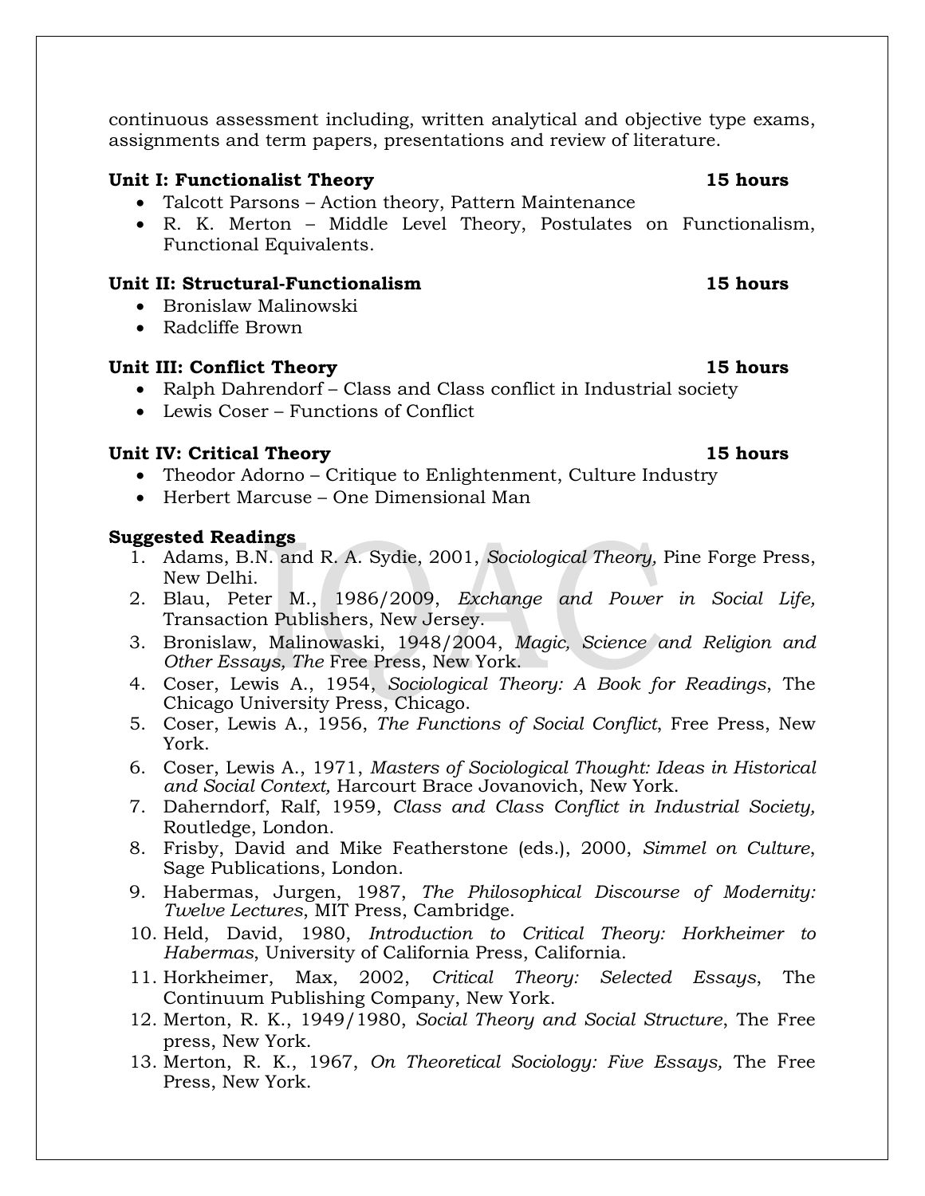continuous assessment including, written analytical and objective type exams, assignments and term papers, presentations and review of literature.

**Unit I: Functionalist Theory** **15 hours**

- Talcott Parsons – Action theory, Pattern Maintenance
- R. K. Merton – Middle Level Theory, Postulates on Functionalism, Functional Equivalents.

**Unit II: Structural-Functionalism** **15 hours**

- Bronislaw Malinowski
- Radcliffe Brown

**Unit III: Conflict Theory** **15 hours**

- Ralph Dahrendorf – Class and Class conflict in Industrial society
- Lewis Coser – Functions of Conflict

**Unit IV: Critical Theory** **15 hours**

- Theodor Adorno – Critique to Enlightenment, Culture Industry
- Herbert Marcuse – One Dimensional Man

**Suggested Readings**

1. Adams, B.N. and R. A. Sydie, 2001, *Sociological Theory,* Pine Forge Press, New Delhi.
2. Blau, Peter M., 1986/2009, *Exchange and Power in Social Life,* Transaction Publishers, New Jersey.
3. Bronislaw, Malinowaski, 1948/2004, *Magic, Science and Religion and Other Essays, The* Free Press, New York.
4. Coser, Lewis A., 1954, *Sociological Theory: A Book for Readings*, The Chicago University Press, Chicago.
5. Coser, Lewis A., 1956, *The Functions of Social Conflict*, Free Press, New York.
6. Coser, Lewis A., 1971, *Masters of Sociological Thought: Ideas in Historical and Social Context,* Harcourt Brace Jovanovich, New York.
7. Daherndorf, Ralf, 1959, *Class and Class Conflict in Industrial Society,* Routledge, London.
8. Frisby, David and Mike Featherstone (eds.), 2000, *Simmel on Culture*, Sage Publications, London.
9. Habermas, Jurgen, 1987, *The Philosophical Discourse of Modernity: Twelve Lectures*, MIT Press, Cambridge.
10. Held, David, 1980, *Introduction to Critical Theory: Horkheimer to Habermas*, University of California Press, California.
11. Horkheimer, Max, 2002, *Critical Theory: Selected Essays*, The Continuum Publishing Company, New York.
12. Merton, R. K., 1949/1980, *Social Theory and Social Structure*, The Free press, New York.
13. Merton, R. K., 1967, *On Theoretical Sociology: Five Essays,* The Free Press, New York.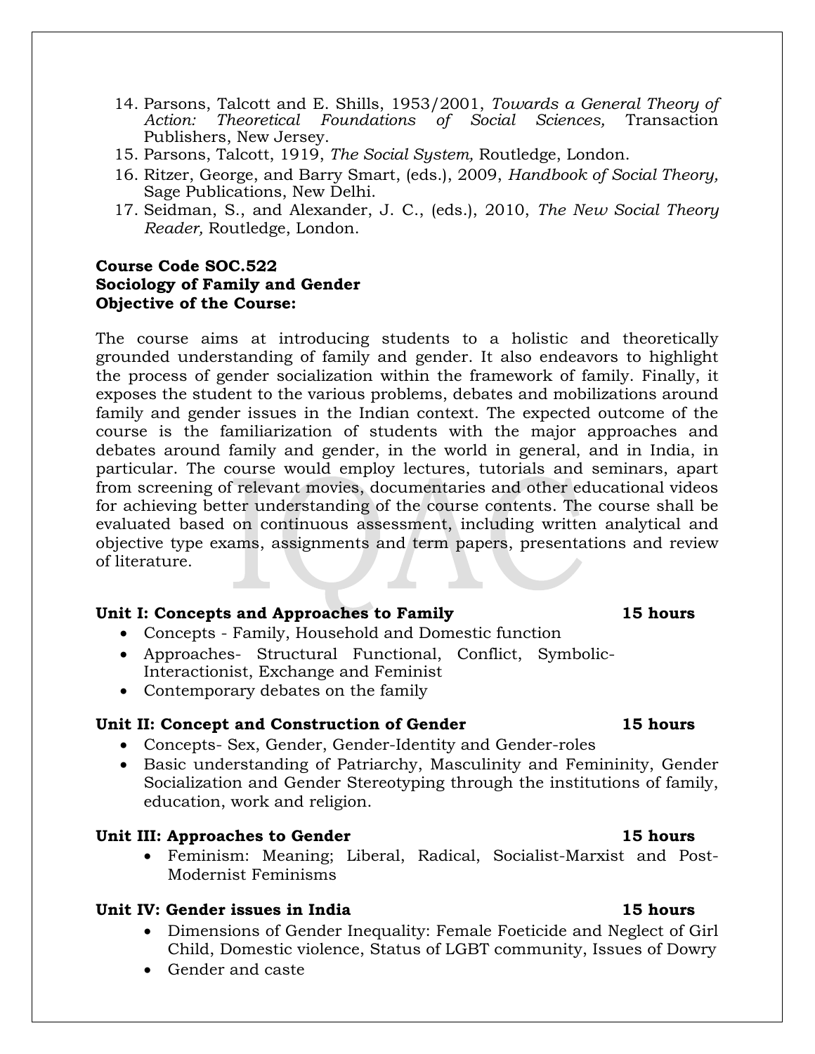14. Parsons, Talcott and E. Shills, 1953/2001, *Towards a General Theory of Action: Theoretical Foundations of Social Sciences,* Transaction Publishers, New Jersey.
15. Parsons, Talcott, 1919, *The Social System,* Routledge, London.
16. Ritzer, George, and Barry Smart, (eds.), 2009, *Handbook of Social Theory,* Sage Publications, New Delhi.
17. Seidman, S., and Alexander, J. C., (eds.), 2010, *The New Social Theory Reader,* Routledge, London.

**Course Code SOC.522**
**Sociology of Family and Gender**
**Objective of the Course:**

The course aims at introducing students to a holistic and theoretically grounded understanding of family and gender. It also endeavors to highlight the process of gender socialization within the framework of family. Finally, it exposes the student to the various problems, debates and mobilizations around family and gender issues in the Indian context. The expected outcome of the course is the familiarization of students with the major approaches and debates around family and gender, in the world in general, and in India, in particular. The course would employ lectures, tutorials and seminars, apart from screening of relevant movies, documentaries and other educational videos for achieving better understanding of the course contents. The course shall be evaluated based on continuous assessment, including written analytical and objective type exams, assignments and term papers, presentations and review of literature.

**Unit I: Concepts and Approaches to Family 15 hours**

- Concepts - Family, Household and Domestic function
- Approaches- Structural Functional, Conflict, Symbolic-Interactionist, Exchange and Feminist
- Contemporary debates on the family

**Unit II: Concept and Construction of Gender 15 hours**

- Concepts- Sex, Gender, Gender-Identity and Gender-roles
- Basic understanding of Patriarchy, Masculinity and Femininity, Gender Socialization and Gender Stereotyping through the institutions of family, education, work and religion.

**Unit III: Approaches to Gender 15 hours**

- Feminism: Meaning; Liberal, Radical, Socialist-Marxist and Post-Modernist Feminisms

**Unit IV: Gender issues in India 15 hours**

- Dimensions of Gender Inequality: Female Foeticide and Neglect of Girl Child, Domestic violence, Status of LGBT community, Issues of Dowry
- Gender and caste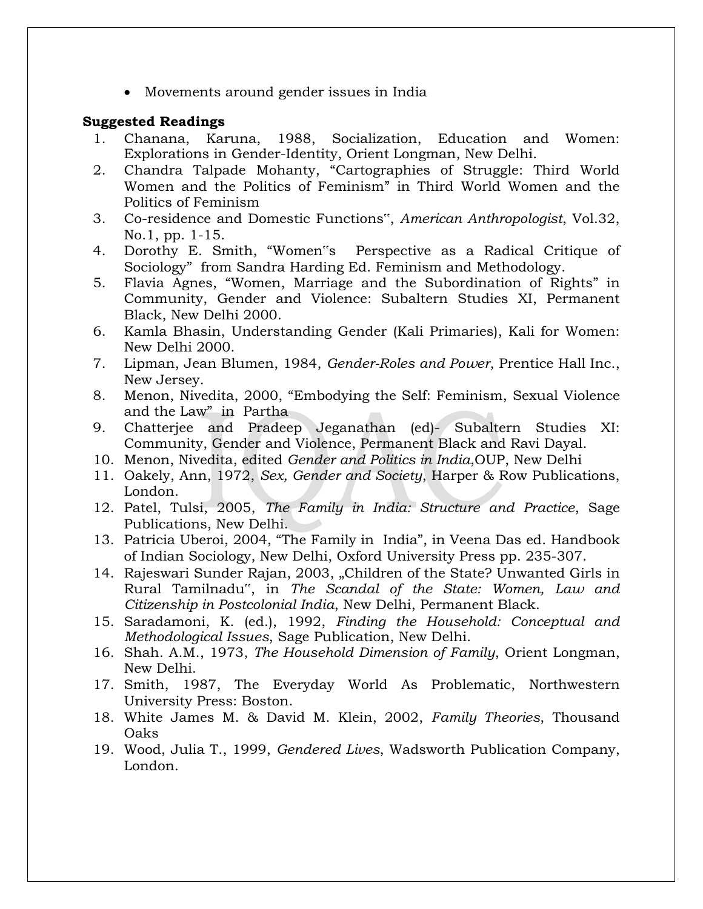- Movements around gender issues in India

**Suggested Readings**

1. Chanana, Karuna, 1988, Socialization, Education and Women: Explorations in Gender-Identity, Orient Longman, New Delhi.
2. Chandra Talpade Mohanty, "Cartographies of Struggle: Third World Women and the Politics of Feminism" in Third World Women and the Politics of Feminism
3. Co-residence and Domestic Functions", *American Anthropologist*, Vol.32, No.1, pp. 1-15.
4. Dorothy E. Smith, "Women"s Perspective as a Radical Critique of Sociology" from Sandra Harding Ed. Feminism and Methodology.
5. Flavia Agnes, "Women, Marriage and the Subordination of Rights" in Community, Gender and Violence: Subaltern Studies XI, Permanent Black, New Delhi 2000.
6. Kamla Bhasin, Understanding Gender (Kali Primaries), Kali for Women: New Delhi 2000.
7. Lipman, Jean Blumen, 1984, *Gender-Roles and Power*, Prentice Hall Inc., New Jersey.
8. Menon, Nivedita, 2000, "Embodying the Self: Feminism, Sexual Violence and the Law" in Partha
9. Chatterjee and Pradeep Jeganathan (ed)- Subaltern Studies XI: Community, Gender and Violence, Permanent Black and Ravi Dayal.
10. Menon, Nivedita, edited *Gender and Politics in India*,OUP, New Delhi
11. Oakely, Ann, 1972, *Sex, Gender and Society*, Harper & Row Publications, London.
12. Patel, Tulsi, 2005, *The Family in India: Structure and Practice*, Sage Publications, New Delhi.
13. Patricia Uberoi, 2004, "The Family in India", in Veena Das ed. Handbook of Indian Sociology, New Delhi, Oxford University Press pp. 235-307.
14. Rajeswari Sunder Rajan, 2003, „Children of the State? Unwanted Girls in Rural Tamilnadu", in *The Scandal of the State: Women, Law and Citizenship in Postcolonial India*, New Delhi, Permanent Black.
15. Saradamoni, K. (ed.), 1992, *Finding the Household: Conceptual and Methodological Issues*, Sage Publication, New Delhi.
16. Shah. A.M., 1973, *The Household Dimension of Family*, Orient Longman, New Delhi.
17. Smith, 1987, The Everyday World As Problematic, Northwestern University Press: Boston.
18. White James M. & David M. Klein, 2002, *Family Theories*, Thousand Oaks
19. Wood, Julia T., 1999, *Gendered Lives*, Wadsworth Publication Company, London.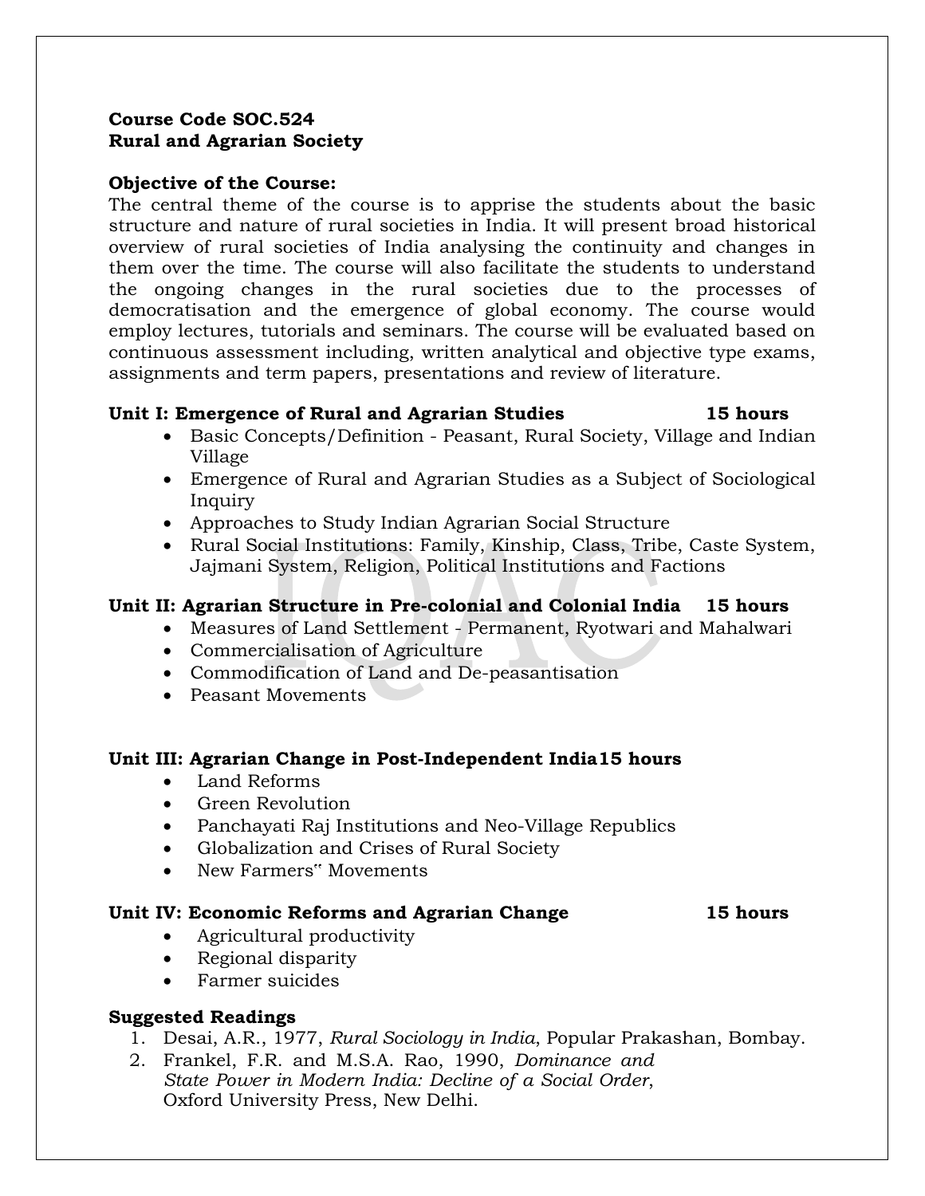**Course Code SOC.524**
**Rural and Agrarian Society**

**Objective of the Course:**
The central theme of the course is to apprise the students about the basic structure and nature of rural societies in India. It will present broad historical overview of rural societies of India analysing the continuity and changes in them over the time. The course will also facilitate the students to understand the ongoing changes in the rural societies due to the processes of democratisation and the emergence of global economy. The course would employ lectures, tutorials and seminars. The course will be evaluated based on continuous assessment including, written analytical and objective type exams, assignments and term papers, presentations and review of literature.

**Unit I: Emergence of Rural and Agrarian Studies 15 hours**

- Basic Concepts/Definition - Peasant, Rural Society, Village and Indian Village
- Emergence of Rural and Agrarian Studies as a Subject of Sociological Inquiry
- Approaches to Study Indian Agrarian Social Structure
- Rural Social Institutions: Family, Kinship, Class, Tribe, Caste System, Jajmani System, Religion, Political Institutions and Factions

**Unit II: Agrarian Structure in Pre-colonial and Colonial India 15 hours**

- Measures of Land Settlement - Permanent, Ryotwari and Mahalwari
- Commercialisation of Agriculture
- Commodification of Land and De-peasantisation
- Peasant Movements

**Unit III: Agrarian Change in Post-Independent India15 hours**

- Land Reforms
- Green Revolution
- Panchayati Raj Institutions and Neo-Village Republics
- Globalization and Crises of Rural Society
- New Farmers" Movements

**Unit IV: Economic Reforms and Agrarian Change 15 hours**

- Agricultural productivity
- Regional disparity
- Farmer suicides

**Suggested Readings**

1. Desai, A.R., 1977, *Rural Sociology in India*, Popular Prakashan, Bombay.
2. Frankel, F.R. and M.S.A. Rao, 1990, *Dominance and State Power in Modern India: Decline of a Social Order*, Oxford University Press, New Delhi.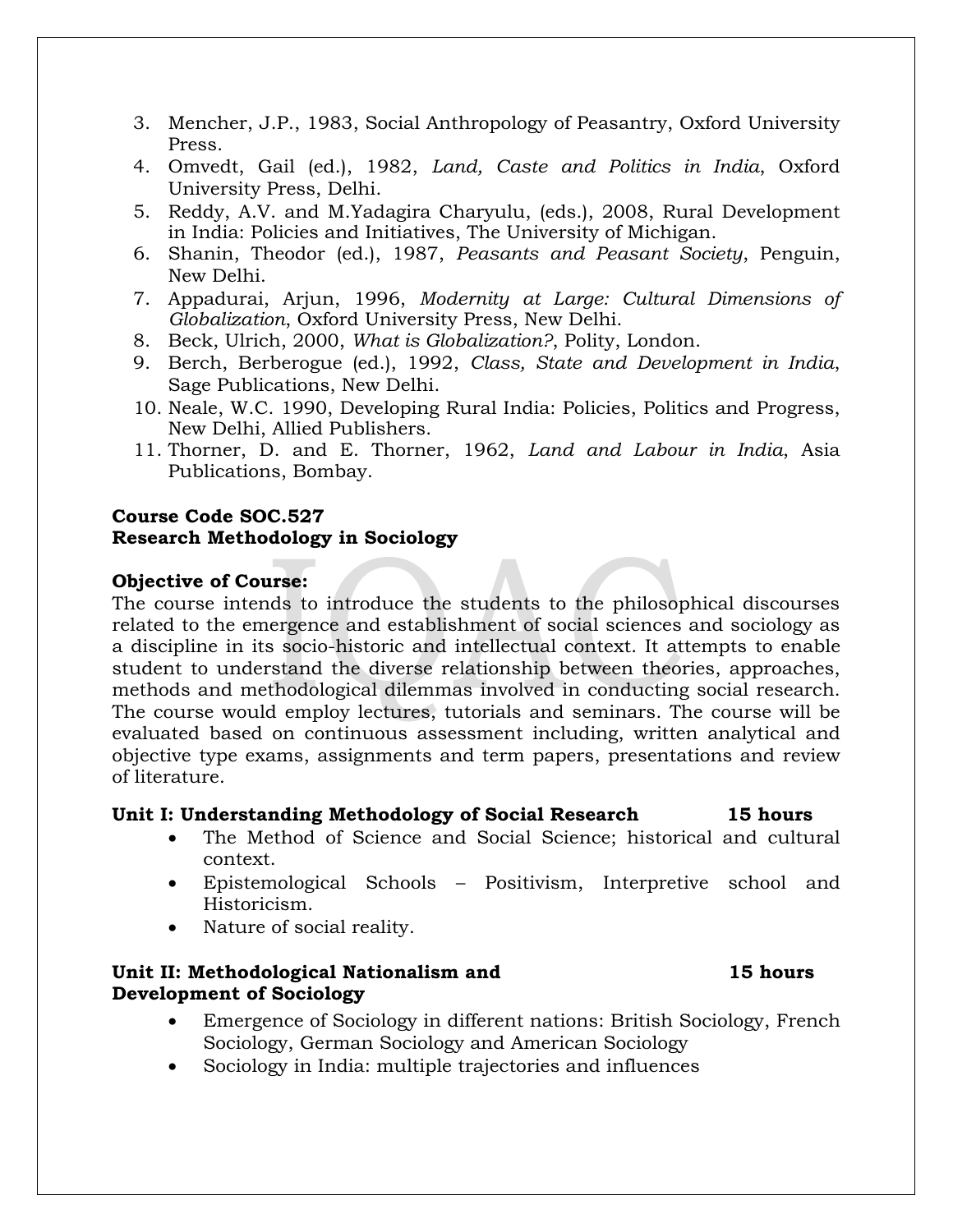3. Mencher, J.P., 1983, Social Anthropology of Peasantry, Oxford University Press.
4. Omvedt, Gail (ed.), 1982, *Land, Caste and Politics in India*, Oxford University Press, Delhi.
5. Reddy, A.V. and M.Yadagira Charyulu, (eds.), 2008, Rural Development in India: Policies and Initiatives, The University of Michigan.
6. Shanin, Theodor (ed.), 1987, *Peasants and Peasant Society*, Penguin, New Delhi.
7. Appadurai, Arjun, 1996, *Modernity at Large: Cultural Dimensions of Globalization*, Oxford University Press, New Delhi.
8. Beck, Ulrich, 2000, *What is Globalization?*, Polity, London.
9. Berch, Berberogue (ed.), 1992, *Class, State and Development in India*, Sage Publications, New Delhi.
10. Neale, W.C. 1990, Developing Rural India: Policies, Politics and Progress, New Delhi, Allied Publishers.
11. Thorner, D. and E. Thorner, 1962, *Land and Labour in India*, Asia Publications, Bombay.

**Course Code SOC.527**
**Research Methodology in Sociology**

**Objective of Course:**
The course intends to introduce the students to the philosophical discourses related to the emergence and establishment of social sciences and sociology as a discipline in its socio-historic and intellectual context. It attempts to enable student to understand the diverse relationship between theories, approaches, methods and methodological dilemmas involved in conducting social research. The course would employ lectures, tutorials and seminars. The course will be evaluated based on continuous assessment including, written analytical and objective type exams, assignments and term papers, presentations and review of literature.

**Unit I: Understanding Methodology of Social Research 15 hours**

- The Method of Science and Social Science; historical and cultural context.
- Epistemological Schools – Positivism, Interpretive school and Historicism.
- Nature of social reality.

**Unit II: Methodological Nationalism and Development of Sociology 15 hours**

- Emergence of Sociology in different nations: British Sociology, French Sociology, German Sociology and American Sociology
- Sociology in India: multiple trajectories and influences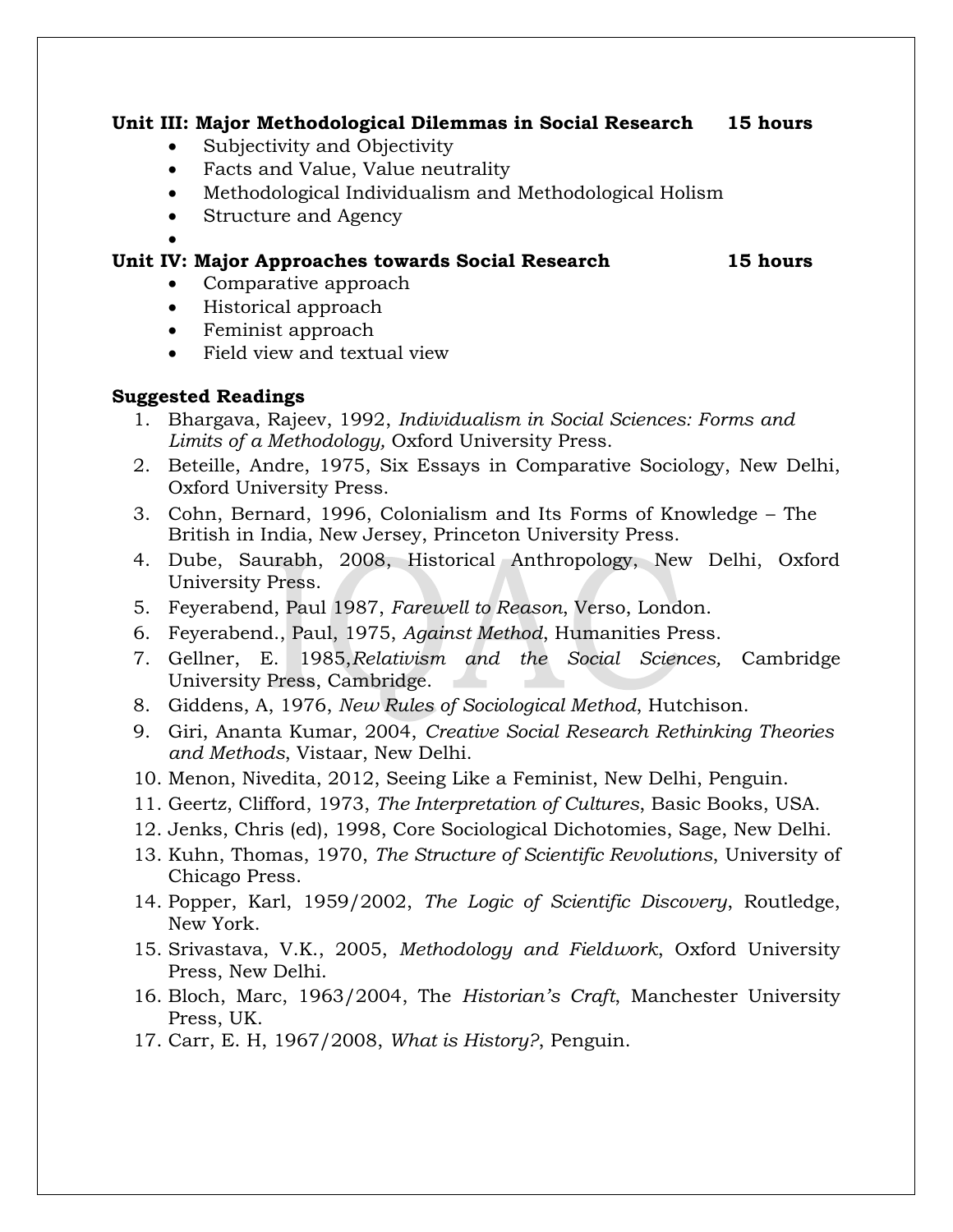**Unit III: Major Methodological Dilemmas in Social Research 15 hours**

- Subjectivity and Objectivity
- Facts and Value, Value neutrality
- Methodological Individualism and Methodological Holism
- Structure and Agency
-

**Unit IV: Major Approaches towards Social Research 15 hours**

- Comparative approach
- Historical approach
- Feminist approach
- Field view and textual view

**Suggested Readings**

1. Bhargava, Rajeev, 1992, *Individualism in Social Sciences: Forms and Limits of a Methodology,* Oxford University Press.
2. Beteille, Andre, 1975, Six Essays in Comparative Sociology, New Delhi, Oxford University Press.
3. Cohn, Bernard, 1996, Colonialism and Its Forms of Knowledge – The British in India, New Jersey, Princeton University Press.
4. Dube, Saurabh, 2008, Historical Anthropology, New Delhi, Oxford University Press.
5. Feyerabend, Paul 1987, *Farewell to Reason*, Verso, London.
6. Feyerabend., Paul, 1975, *Against Method*, Humanities Press.
7. Gellner, E. 1985,*Relativism and the Social Sciences,* Cambridge University Press, Cambridge.
8. Giddens, A, 1976, *New Rules of Sociological Method*, Hutchison.
9. Giri, Ananta Kumar, 2004, *Creative Social Research Rethinking Theories and Methods*, Vistaar, New Delhi.
10. Menon, Nivedita, 2012, Seeing Like a Feminist, New Delhi, Penguin.
11. Geertz, Clifford, 1973, *The Interpretation of Cultures*, Basic Books, USA.
12. Jenks, Chris (ed), 1998, Core Sociological Dichotomies, Sage, New Delhi.
13. Kuhn, Thomas, 1970, *The Structure of Scientific Revolutions*, University of Chicago Press.
14. Popper, Karl, 1959/2002, *The Logic of Scientific Discovery*, Routledge, New York.
15. Srivastava, V.K., 2005, *Methodology and Fieldwork*, Oxford University Press, New Delhi.
16. Bloch, Marc, 1963/2004, The *Historian's Craft*, Manchester University Press, UK.
17. Carr, E. H, 1967/2008, *What is History?*, Penguin.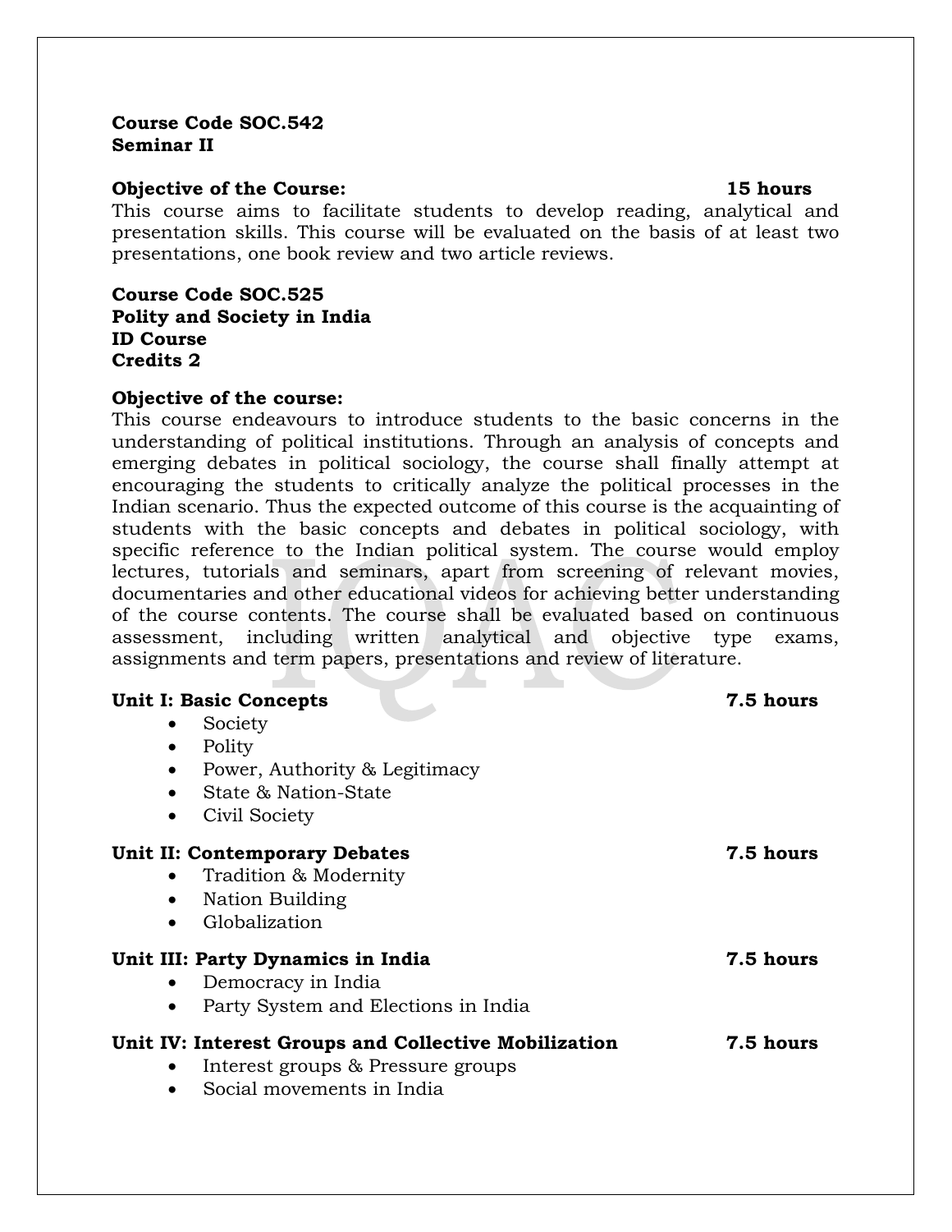**Course Code SOC.542**
**Seminar II**

**Objective of the Course:** **15 hours**

This course aims to facilitate students to develop reading, analytical and presentation skills. This course will be evaluated on the basis of at least two presentations, one book review and two article reviews.

**Course Code SOC.525**
**Polity and Society in India**
**ID Course**
**Credits 2**

**Objective of the course:**

This course endeavours to introduce students to the basic concerns in the understanding of political institutions. Through an analysis of concepts and emerging debates in political sociology, the course shall finally attempt at encouraging the students to critically analyze the political processes in the Indian scenario. Thus the expected outcome of this course is the acquainting of students with the basic concepts and debates in political sociology, with specific reference to the Indian political system. The course would employ lectures, tutorials and seminars, apart from screening of relevant movies, documentaries and other educational videos for achieving better understanding of the course contents. The course shall be evaluated based on continuous assessment, including written analytical and objective type exams, assignments and term papers, presentations and review of literature.

**Unit I: Basic Concepts** **7.5 hours**

- Society
- Polity
- Power, Authority & Legitimacy
- State & Nation-State
- Civil Society

**Unit II: Contemporary Debates** **7.5 hours**

- Tradition & Modernity
- Nation Building
- Globalization

**Unit III: Party Dynamics in India** **7.5 hours**

- Democracy in India
- Party System and Elections in India

**Unit IV: Interest Groups and Collective Mobilization** **7.5 hours**

- Interest groups & Pressure groups
- Social movements in India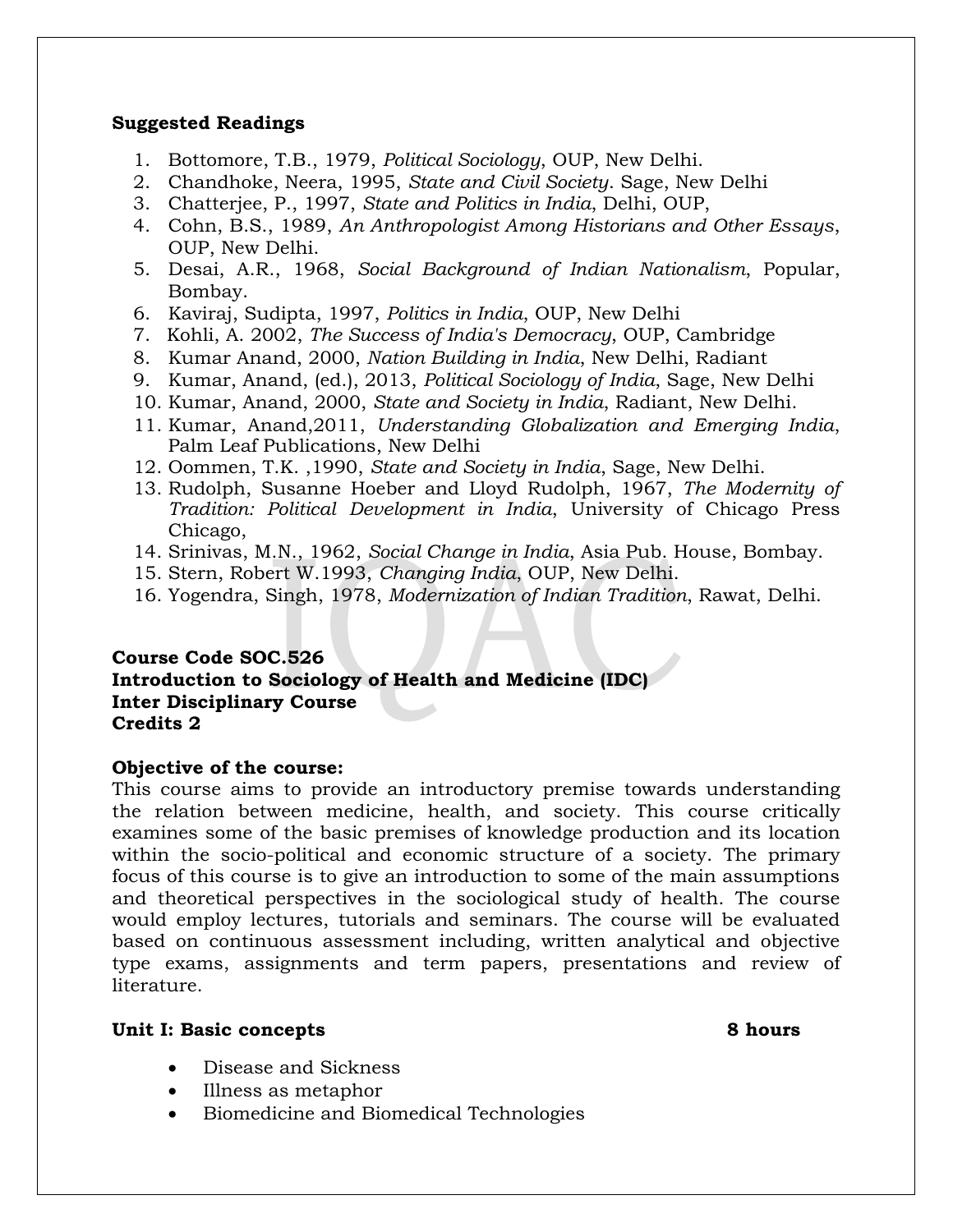**Suggested Readings**

1. Bottomore, T.B., 1979, *Political Sociology*, OUP, New Delhi.
2. Chandhoke, Neera, 1995, *State and Civil Society*. Sage, New Delhi
3. Chatterjee, P., 1997, *State and Politics in India*, Delhi, OUP,
4. Cohn, B.S., 1989, *An Anthropologist Among Historians and Other Essays*, OUP, New Delhi.
5. Desai, A.R., 1968, *Social Background of Indian Nationalism*, Popular, Bombay.
6. Kaviraj, Sudipta, 1997, *Politics in India*, OUP, New Delhi
7. Kohli, A. 2002, *The Success of India's Democracy*, OUP, Cambridge
8. Kumar Anand, 2000, *Nation Building in India*, New Delhi, Radiant
9. Kumar, Anand, (ed.), 2013, *Political Sociology of India*, Sage, New Delhi
10. Kumar, Anand, 2000, *State and Society in India*, Radiant, New Delhi.
11. Kumar, Anand,2011, *Understanding Globalization and Emerging India*, Palm Leaf Publications, New Delhi
12. Oommen, T.K. ,1990, *State and Society in India*, Sage, New Delhi.
13. Rudolph, Susanne Hoeber and Lloyd Rudolph, 1967, *The Modernity of Tradition: Political Development in India*, University of Chicago Press Chicago,
14. Srinivas, M.N., 1962, *Social Change in India*, Asia Pub. House, Bombay.
15. Stern, Robert W.1993, *Changing India*, OUP, New Delhi.
16. Yogendra, Singh, 1978, *Modernization of Indian Tradition*, Rawat, Delhi.

**Course Code SOC.526**
**Introduction to Sociology of Health and Medicine (IDC)**
**Inter Disciplinary Course**
**Credits 2**

**Objective of the course:**
This course aims to provide an introductory premise towards understanding the relation between medicine, health, and society. This course critically examines some of the basic premises of knowledge production and its location within the socio-political and economic structure of a society. The primary focus of this course is to give an introduction to some of the main assumptions and theoretical perspectives in the sociological study of health. The course would employ lectures, tutorials and seminars. The course will be evaluated based on continuous assessment including, written analytical and objective type exams, assignments and term papers, presentations and review of literature.

**Unit I: Basic concepts** **8 hours**

- Disease and Sickness
- Illness as metaphor
- Biomedicine and Biomedical Technologies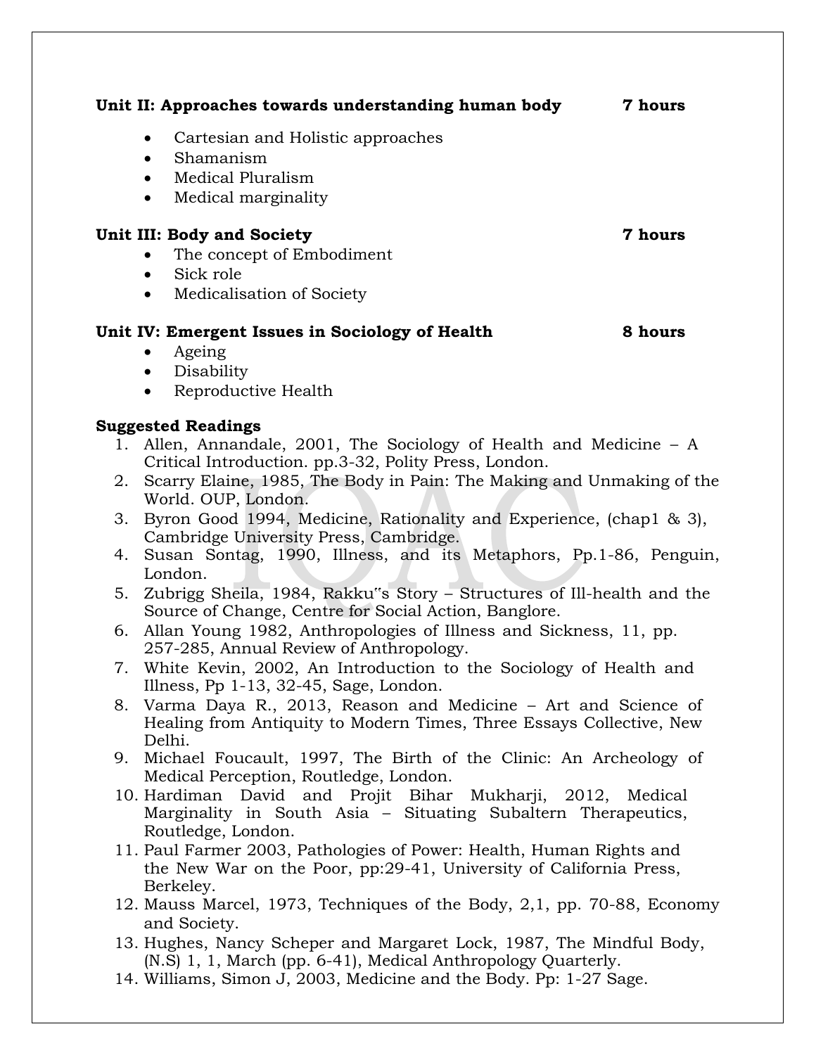**Unit II: Approaches towards understanding human body** **7 hours**

- Cartesian and Holistic approaches
- Shamanism
- Medical Pluralism
- Medical marginality

**Unit III: Body and Society** **7 hours**

- The concept of Embodiment
- Sick role
- Medicalisation of Society

**Unit IV: Emergent Issues in Sociology of Health** **8 hours**

- Ageing
- Disability
- Reproductive Health

**Suggested Readings**

1. Allen, Annandale, 2001, The Sociology of Health and Medicine – A Critical Introduction. pp.3-32, Polity Press, London.
2. Scarry Elaine, 1985, The Body in Pain: The Making and Unmaking of the World. OUP, London.
3. Byron Good 1994, Medicine, Rationality and Experience, (chap1 & 3), Cambridge University Press, Cambridge.
4. Susan Sontag, 1990, Illness, and its Metaphors, Pp.1-86, Penguin, London.
5. Zubrigg Sheila, 1984, Rakku‟s Story – Structures of Ill-health and the Source of Change, Centre for Social Action, Banglore.
6. Allan Young 1982, Anthropologies of Illness and Sickness, 11, pp. 257-285, Annual Review of Anthropology.
7. White Kevin, 2002, An Introduction to the Sociology of Health and Illness, Pp 1-13, 32-45, Sage, London.
8. Varma Daya R., 2013, Reason and Medicine – Art and Science of Healing from Antiquity to Modern Times, Three Essays Collective, New Delhi.
9. Michael Foucault, 1997, The Birth of the Clinic: An Archeology of Medical Perception, Routledge, London.
10. Hardiman David and Projit Bihar Mukharji, 2012, Medical Marginality in South Asia – Situating Subaltern Therapeutics, Routledge, London.
11. Paul Farmer 2003, Pathologies of Power: Health, Human Rights and the New War on the Poor, pp:29-41, University of California Press, Berkeley.
12. Mauss Marcel, 1973, Techniques of the Body, 2,1, pp. 70-88, Economy and Society.
13. Hughes, Nancy Scheper and Margaret Lock, 1987, The Mindful Body, (N.S) 1, 1, March (pp. 6-41), Medical Anthropology Quarterly.
14. Williams, Simon J, 2003, Medicine and the Body. Pp: 1-27 Sage.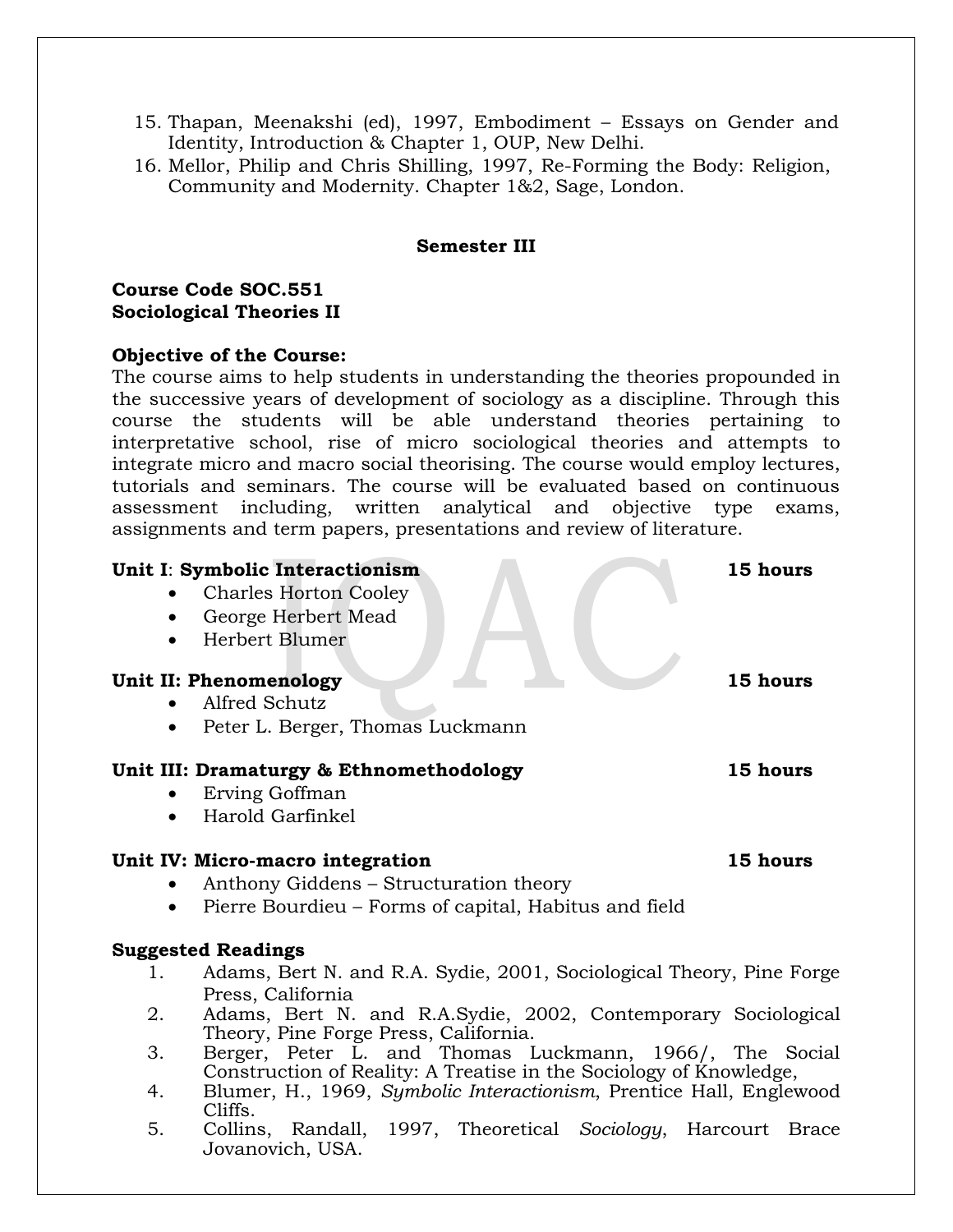15. Thapan, Meenakshi (ed), 1997, Embodiment – Essays on Gender and Identity, Introduction & Chapter 1, OUP, New Delhi.
16. Mellor, Philip and Chris Shilling, 1997, Re-Forming the Body: Religion, Community and Modernity. Chapter 1&2, Sage, London.

## Semester III

**Course Code SOC.551**
**Sociological Theories II**

**Objective of the Course:**
The course aims to help students in understanding the theories propounded in the successive years of development of sociology as a discipline. Through this course the students will be able understand theories pertaining to interpretative school, rise of micro sociological theories and attempts to integrate micro and macro social theorising. The course would employ lectures, tutorials and seminars. The course will be evaluated based on continuous assessment including, written analytical and objective type exams, assignments and term papers, presentations and review of literature.

**Unit I**: **Symbolic Interactionism** **15 hours**

- Charles Horton Cooley
- George Herbert Mead
- Herbert Blumer

**Unit II: Phenomenology** **15 hours**

- Alfred Schutz
- Peter L. Berger, Thomas Luckmann

**Unit III: Dramaturgy & Ethnomethodology** **15 hours**

- Erving Goffman
- Harold Garfinkel

**Unit IV: Micro-macro integration** **15 hours**

- Anthony Giddens – Structuration theory
- Pierre Bourdieu – Forms of capital, Habitus and field

**Suggested Readings**

1. Adams, Bert N. and R.A. Sydie, 2001, Sociological Theory, Pine Forge Press, California
2. Adams, Bert N. and R.A.Sydie, 2002, Contemporary Sociological Theory, Pine Forge Press, California.
3. Berger, Peter L. and Thomas Luckmann, 1966/, The Social Construction of Reality: A Treatise in the Sociology of Knowledge,
4. Blumer, H., 1969, *Symbolic Interactionism*, Prentice Hall, Englewood Cliffs.
5. Collins, Randall, 1997, Theoretical *Sociology*, Harcourt Brace Jovanovich, USA.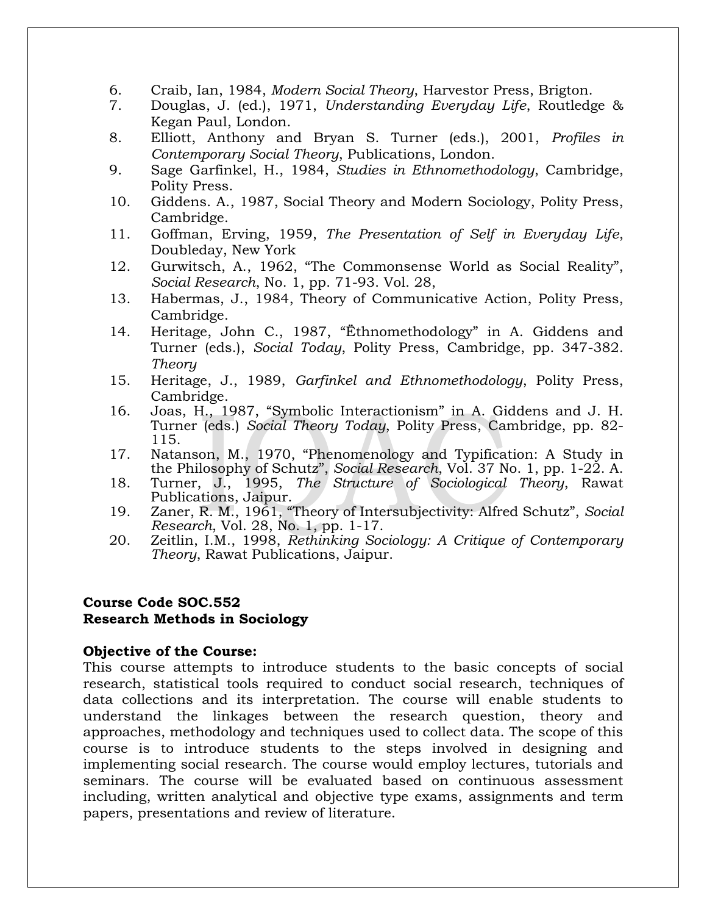6. Craib, Ian, 1984, *Modern Social Theory*, Harvestor Press, Brigton.
7. Douglas, J. (ed.), 1971, *Understanding Everyday Life*, Routledge & Kegan Paul, London.
8. Elliott, Anthony and Bryan S. Turner (eds.), 2001, *Profiles in Contemporary Social Theory*, Publications, London.
9. Sage Garfinkel, H., 1984, *Studies in Ethnomethodology*, Cambridge, Polity Press.
10. Giddens. A., 1987, Social Theory and Modern Sociology, Polity Press, Cambridge.
11. Goffman, Erving, 1959, *The Presentation of Self in Everyday Life*, Doubleday, New York
12. Gurwitsch, A., 1962, "The Commonsense World as Social Reality", *Social Research*, No. 1, pp. 71-93. Vol. 28,
13. Habermas, J., 1984, Theory of Communicative Action, Polity Press, Cambridge.
14. Heritage, John C., 1987, "Ëthnomethodology" in A. Giddens and Turner (eds.), *Social Today*, Polity Press, Cambridge, pp. 347-382. *Theory*
15. Heritage, J., 1989, *Garfinkel and Ethnomethodology*, Polity Press, Cambridge.
16. Joas, H., 1987, "Symbolic Interactionism" in A. Giddens and J. H. Turner (eds.) *Social Theory Today*, Polity Press, Cambridge, pp. 82-115.
17. Natanson, M., 1970, "Phenomenology and Typification: A Study in the Philosophy of Schutz", *Social Research*, Vol. 37 No. 1, pp. 1-22. A.
18. Turner, J., 1995, *The Structure of Sociological Theory*, Rawat Publications, Jaipur.
19. Zaner, R. M., 1961, "Theory of Intersubjectivity: Alfred Schutz", *Social Research*, Vol. 28, No. 1, pp. 1-17.
20. Zeitlin, I.M., 1998, *Rethinking Sociology: A Critique of Contemporary Theory*, Rawat Publications, Jaipur.

**Course Code SOC.552**
**Research Methods in Sociology**

**Objective of the Course:**
This course attempts to introduce students to the basic concepts of social research, statistical tools required to conduct social research, techniques of data collections and its interpretation. The course will enable students to understand the linkages between the research question, theory and approaches, methodology and techniques used to collect data. The scope of this course is to introduce students to the steps involved in designing and implementing social research. The course would employ lectures, tutorials and seminars. The course will be evaluated based on continuous assessment including, written analytical and objective type exams, assignments and term papers, presentations and review of literature.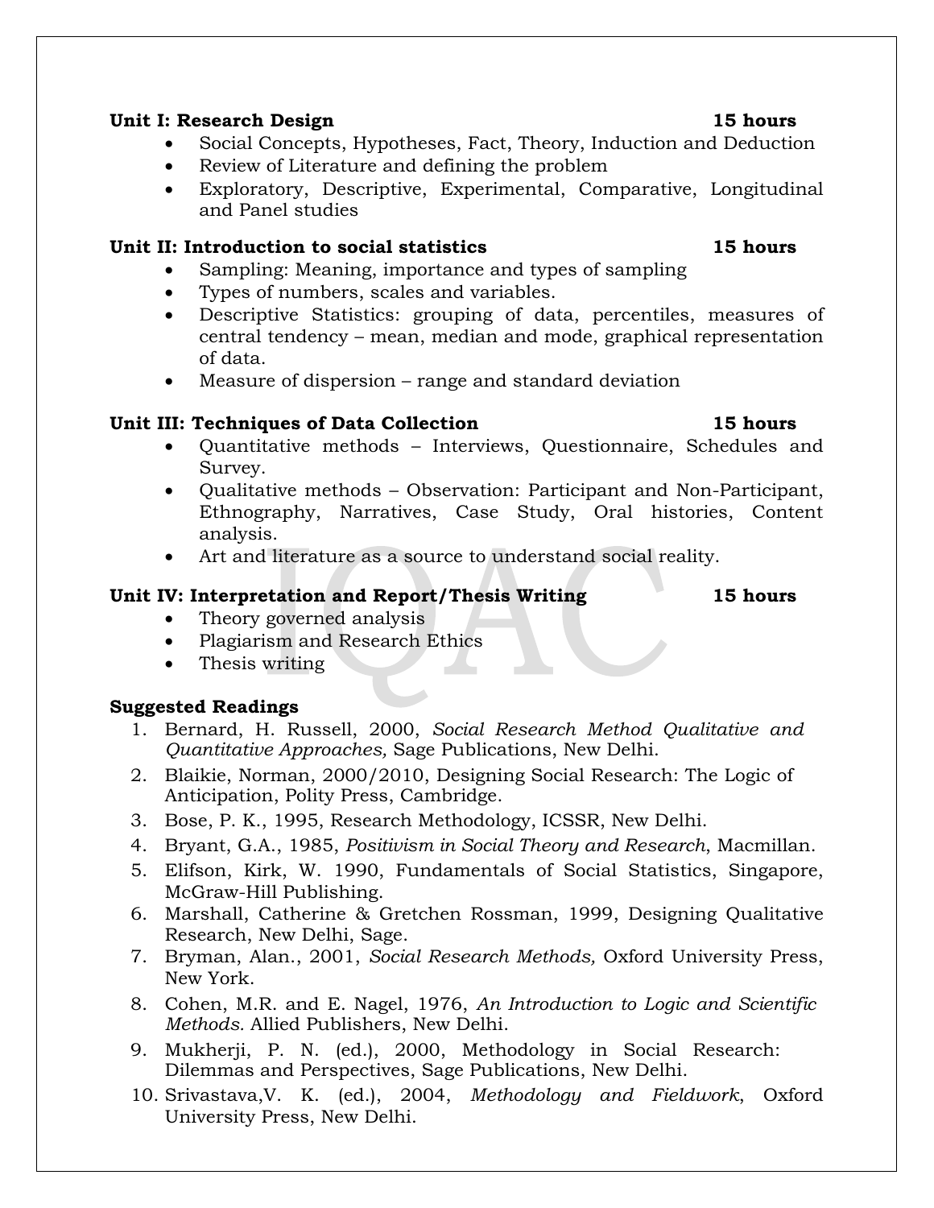**Unit I: Research Design** **15 hours**

- Social Concepts, Hypotheses, Fact, Theory, Induction and Deduction
- Review of Literature and defining the problem
- Exploratory, Descriptive, Experimental, Comparative, Longitudinal and Panel studies

**Unit II: Introduction to social statistics** **15 hours**

- Sampling: Meaning, importance and types of sampling
- Types of numbers, scales and variables.
- Descriptive Statistics: grouping of data, percentiles, measures of central tendency – mean, median and mode, graphical representation of data.
- Measure of dispersion – range and standard deviation

**Unit III: Techniques of Data Collection** **15 hours**

- Quantitative methods – Interviews, Questionnaire, Schedules and Survey.
- Qualitative methods – Observation: Participant and Non-Participant, Ethnography, Narratives, Case Study, Oral histories, Content analysis.
- Art and literature as a source to understand social reality.

**Unit IV: Interpretation and Report/Thesis Writing** **15 hours**

- Theory governed analysis
- Plagiarism and Research Ethics
- Thesis writing

**Suggested Readings**

1. Bernard, H. Russell, 2000, *Social Research Method Qualitative and Quantitative Approaches,* Sage Publications, New Delhi.
2. Blaikie, Norman, 2000/2010, Designing Social Research: The Logic of Anticipation, Polity Press, Cambridge.
3. Bose, P. K., 1995, Research Methodology, ICSSR, New Delhi.
4. Bryant, G.A., 1985, *Positivism in Social Theory and Research*, Macmillan.
5. Elifson, Kirk, W. 1990, Fundamentals of Social Statistics, Singapore, McGraw-Hill Publishing.
6. Marshall, Catherine & Gretchen Rossman, 1999, Designing Qualitative Research, New Delhi, Sage.
7. Bryman, Alan., 2001, *Social Research Methods,* Oxford University Press, New York.
8. Cohen, M.R. and E. Nagel, 1976, *An Introduction to Logic and Scientific Methods.* Allied Publishers, New Delhi.
9. Mukherji, P. N. (ed.), 2000, Methodology in Social Research: Dilemmas and Perspectives, Sage Publications, New Delhi.
10. Srivastava,V. K. (ed.), 2004, *Methodology and Fieldwork*, Oxford University Press, New Delhi.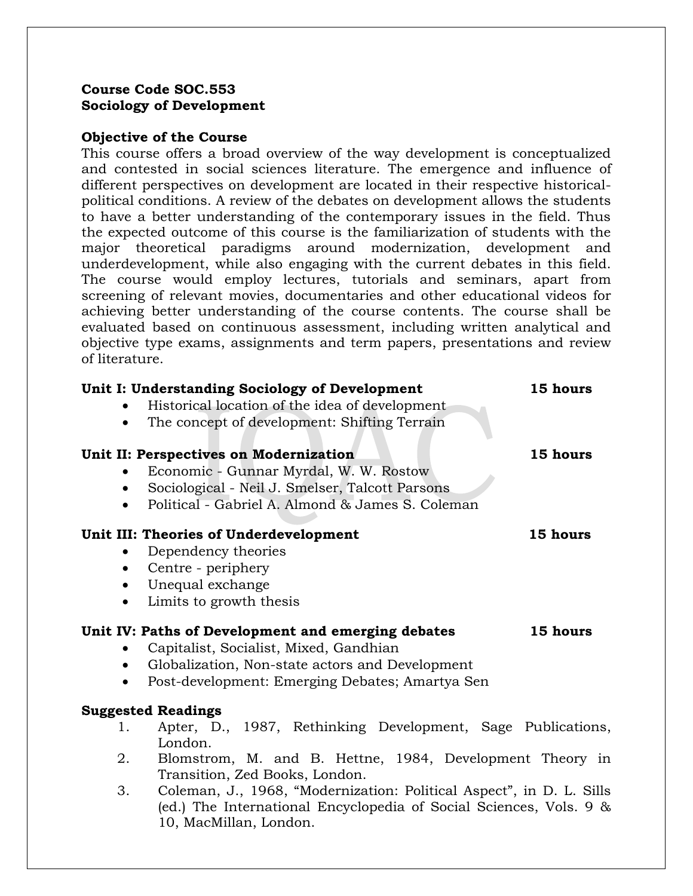**Course Code SOC.553**
**Sociology of Development**

**Objective of the Course**

This course offers a broad overview of the way development is conceptualized and contested in social sciences literature. The emergence and influence of different perspectives on development are located in their respective historical-political conditions. A review of the debates on development allows the students to have a better understanding of the contemporary issues in the field. Thus the expected outcome of this course is the familiarization of students with the major theoretical paradigms around modernization, development and underdevelopment, while also engaging with the current debates in this field. The course would employ lectures, tutorials and seminars, apart from screening of relevant movies, documentaries and other educational videos for achieving better understanding of the course contents. The course shall be evaluated based on continuous assessment, including written analytical and objective type exams, assignments and term papers, presentations and review of literature.

**Unit I: Understanding Sociology of Development** **15 hours**

- Historical location of the idea of development
- The concept of development: Shifting Terrain

**Unit II: Perspectives on Modernization** **15 hours**

- Economic - Gunnar Myrdal, W. W. Rostow
- Sociological - Neil J. Smelser, Talcott Parsons
- Political - Gabriel A. Almond & James S. Coleman

**Unit III: Theories of Underdevelopment** **15 hours**

- Dependency theories
- Centre - periphery
- Unequal exchange
- Limits to growth thesis

**Unit IV: Paths of Development and emerging debates** **15 hours**

- Capitalist, Socialist, Mixed, Gandhian
- Globalization, Non-state actors and Development
- Post-development: Emerging Debates; Amartya Sen

**Suggested Readings**

1. Apter, D., 1987, Rethinking Development, Sage Publications, London.
2. Blomstrom, M. and B. Hettne, 1984, Development Theory in Transition, Zed Books, London.
3. Coleman, J., 1968, "Modernization: Political Aspect", in D. L. Sills (ed.) The International Encyclopedia of Social Sciences, Vols. 9 & 10, MacMillan, London.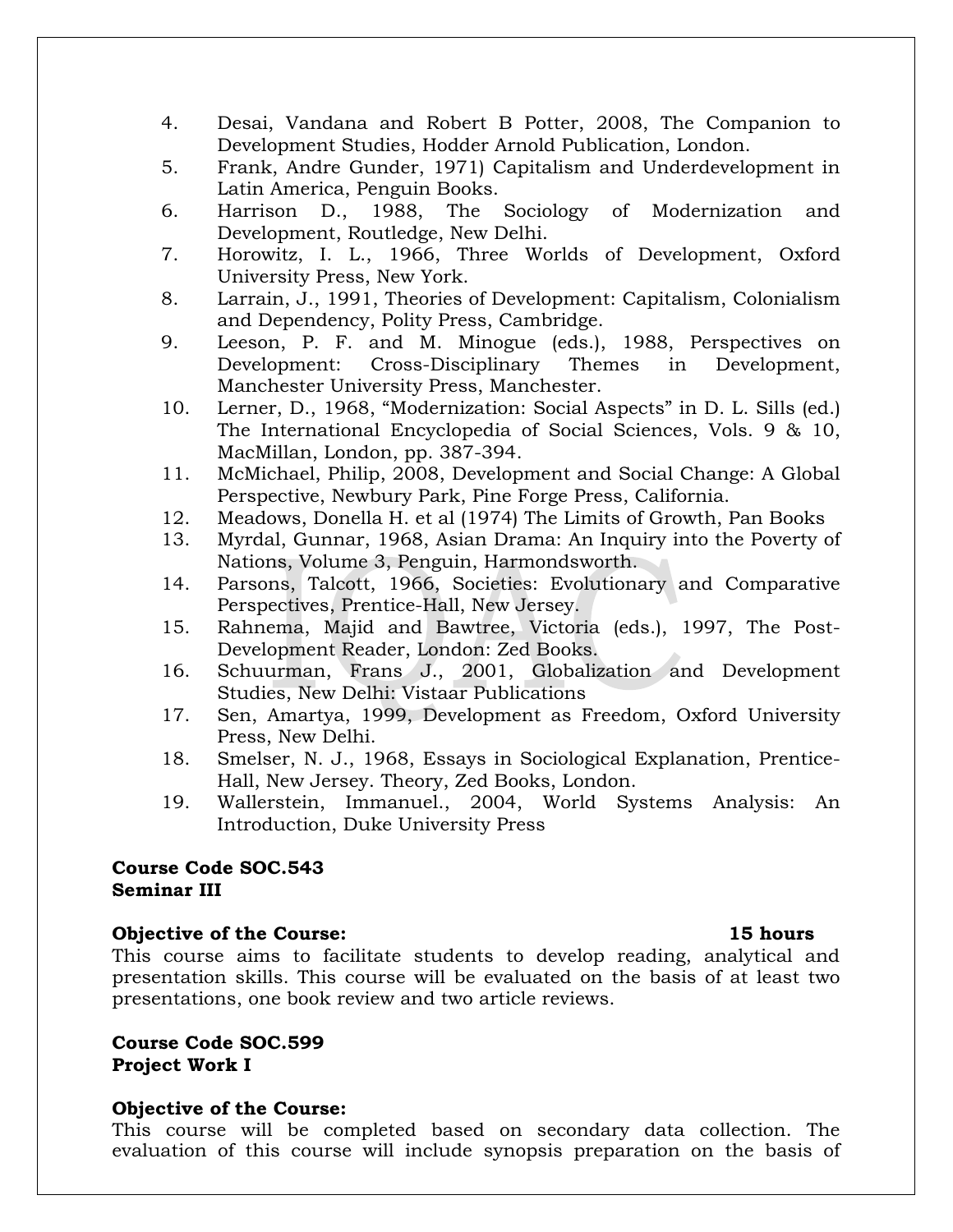4. Desai, Vandana and Robert B Potter, 2008, The Companion to Development Studies, Hodder Arnold Publication, London.
5. Frank, Andre Gunder, 1971) Capitalism and Underdevelopment in Latin America, Penguin Books.
6. Harrison D., 1988, The Sociology of Modernization and Development, Routledge, New Delhi.
7. Horowitz, I. L., 1966, Three Worlds of Development, Oxford University Press, New York.
8. Larrain, J., 1991, Theories of Development: Capitalism, Colonialism and Dependency, Polity Press, Cambridge.
9. Leeson, P. F. and M. Minogue (eds.), 1988, Perspectives on Development: Cross-Disciplinary Themes in Development, Manchester University Press, Manchester.
10. Lerner, D., 1968, "Modernization: Social Aspects" in D. L. Sills (ed.) The International Encyclopedia of Social Sciences, Vols. 9 & 10, MacMillan, London, pp. 387-394.
11. McMichael, Philip, 2008, Development and Social Change: A Global Perspective, Newbury Park, Pine Forge Press, California.
12. Meadows, Donella H. et al (1974) The Limits of Growth, Pan Books
13. Myrdal, Gunnar, 1968, Asian Drama: An Inquiry into the Poverty of Nations, Volume 3, Penguin, Harmondsworth.
14. Parsons, Talcott, 1966, Societies: Evolutionary and Comparative Perspectives, Prentice-Hall, New Jersey.
15. Rahnema, Majid and Bawtree, Victoria (eds.), 1997, The Post-Development Reader, London: Zed Books.
16. Schuurman, Frans J., 2001, Globalization and Development Studies, New Delhi: Vistaar Publications
17. Sen, Amartya, 1999, Development as Freedom, Oxford University Press, New Delhi.
18. Smelser, N. J., 1968, Essays in Sociological Explanation, Prentice-Hall, New Jersey. Theory, Zed Books, London.
19. Wallerstein, Immanuel., 2004, World Systems Analysis: An Introduction, Duke University Press

**Course Code SOC.543**
**Seminar III**

**Objective of the Course:** **15 hours**

This course aims to facilitate students to develop reading, analytical and presentation skills. This course will be evaluated on the basis of at least two presentations, one book review and two article reviews.

**Course Code SOC.599**
**Project Work I**

**Objective of the Course:**

This course will be completed based on secondary data collection. The evaluation of this course will include synopsis preparation on the basis of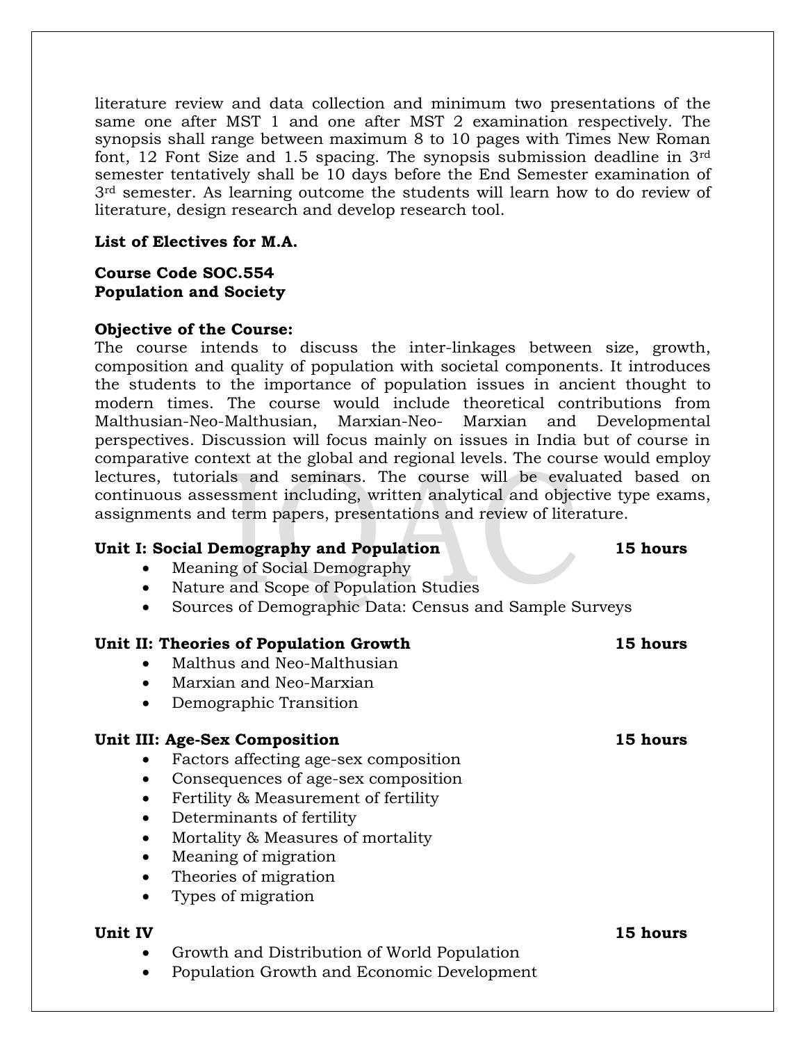literature review and data collection and minimum two presentations of the same one after MST 1 and one after MST 2 examination respectively. The synopsis shall range between maximum 8 to 10 pages with Times New Roman font, 12 Font Size and 1.5 spacing. The synopsis submission deadline in 3rd semester tentatively shall be 10 days before the End Semester examination of 3rd semester. As learning outcome the students will learn how to do review of literature, design research and develop research tool.

**List of Electives for M.A.**

**Course Code SOC.554**
**Population and Society**

**Objective of the Course:**
The course intends to discuss the inter-linkages between size, growth, composition and quality of population with societal components. It introduces the students to the importance of population issues in ancient thought to modern times. The course would include theoretical contributions from Malthusian-Neo-Malthusian, Marxian-Neo- Marxian and Developmental perspectives. Discussion will focus mainly on issues in India but of course in comparative context at the global and regional levels. The course would employ lectures, tutorials and seminars. The course will be evaluated based on continuous assessment including, written analytical and objective type exams, assignments and term papers, presentations and review of literature.

**Unit I: Social Demography and Population** **15 hours**

- Meaning of Social Demography
- Nature and Scope of Population Studies
- Sources of Demographic Data: Census and Sample Surveys

**Unit II: Theories of Population Growth** **15 hours**

- Malthus and Neo-Malthusian
- Marxian and Neo-Marxian
- Demographic Transition

**Unit III: Age-Sex Composition** **15 hours**

- Factors affecting age-sex composition
- Consequences of age-sex composition
- Fertility & Measurement of fertility
- Determinants of fertility
- Mortality & Measures of mortality
- Meaning of migration
- Theories of migration
- Types of migration

**Unit IV** **15 hours**

- Growth and Distribution of World Population
- Population Growth and Economic Development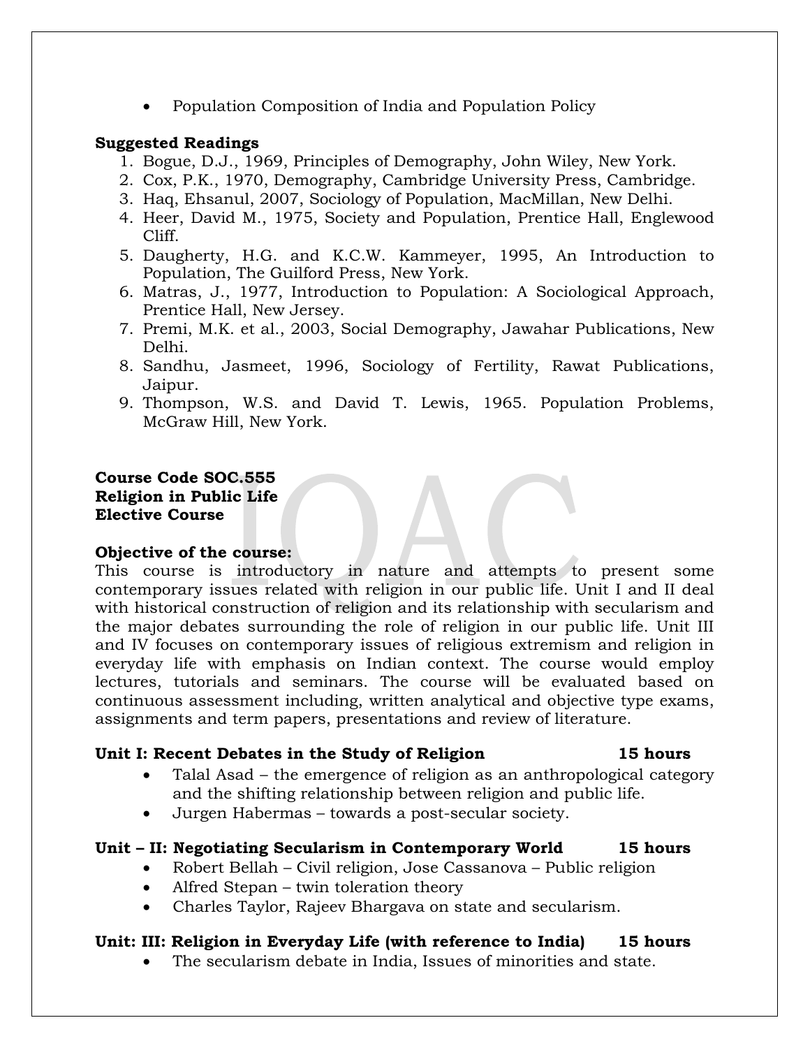- Population Composition of India and Population Policy

**Suggested Readings**

1. Bogue, D.J., 1969, Principles of Demography, John Wiley, New York.
2. Cox, P.K., 1970, Demography, Cambridge University Press, Cambridge.
3. Haq, Ehsanul, 2007, Sociology of Population, MacMillan, New Delhi.
4. Heer, David M., 1975, Society and Population, Prentice Hall, Englewood Cliff.
5. Daugherty, H.G. and K.C.W. Kammeyer, 1995, An Introduction to Population, The Guilford Press, New York.
6. Matras, J., 1977, Introduction to Population: A Sociological Approach, Prentice Hall, New Jersey.
7. Premi, M.K. et al., 2003, Social Demography, Jawahar Publications, New Delhi.
8. Sandhu, Jasmeet, 1996, Sociology of Fertility, Rawat Publications, Jaipur.
9. Thompson, W.S. and David T. Lewis, 1965. Population Problems, McGraw Hill, New York.

**Course Code SOC.555**
**Religion in Public Life**
**Elective Course**

**Objective of the course:**
This course is introductory in nature and attempts to present some contemporary issues related with religion in our public life. Unit I and II deal with historical construction of religion and its relationship with secularism and the major debates surrounding the role of religion in our public life. Unit III and IV focuses on contemporary issues of religious extremism and religion in everyday life with emphasis on Indian context. The course would employ lectures, tutorials and seminars. The course will be evaluated based on continuous assessment including, written analytical and objective type exams, assignments and term papers, presentations and review of literature.

**Unit I: Recent Debates in the Study of Religion** **15 hours**

- Talal Asad – the emergence of religion as an anthropological category and the shifting relationship between religion and public life.
- Jurgen Habermas – towards a post-secular society.

**Unit – II: Negotiating Secularism in Contemporary World** **15 hours**

- Robert Bellah – Civil religion, Jose Cassanova – Public religion
- Alfred Stepan – twin toleration theory
- Charles Taylor, Rajeev Bhargava on state and secularism.

**Unit: III: Religion in Everyday Life (with reference to India)** **15 hours**

- The secularism debate in India, Issues of minorities and state.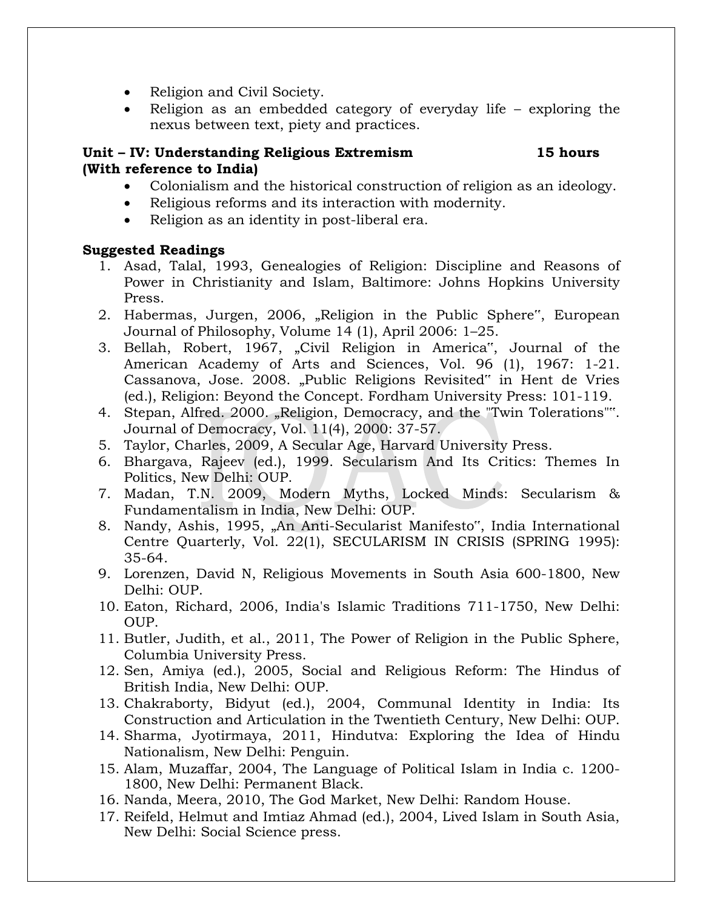- Religion and Civil Society.
- Religion as an embedded category of everyday life – exploring the nexus between text, piety and practices.

**Unit – IV: Understanding Religious Extremism 15 hours (With reference to India)**

- Colonialism and the historical construction of religion as an ideology.
- Religious reforms and its interaction with modernity.
- Religion as an identity in post-liberal era.

**Suggested Readings**

1. Asad, Talal, 1993, Genealogies of Religion: Discipline and Reasons of Power in Christianity and Islam, Baltimore: Johns Hopkins University Press.
2. Habermas, Jurgen, 2006, „Religion in the Public Sphere", European Journal of Philosophy, Volume 14 (1), April 2006: 1–25.
3. Bellah, Robert, 1967, „Civil Religion in America", Journal of the American Academy of Arts and Sciences, Vol. 96 (1), 1967: 1-21. Cassanova, Jose. 2008. „Public Religions Revisited" in Hent de Vries (ed.), Religion: Beyond the Concept. Fordham University Press: 101-119.
4. Stepan, Alfred. 2000. „Religion, Democracy, and the "Twin Tolerations"". Journal of Democracy, Vol. 11(4), 2000: 37-57.
5. Taylor, Charles, 2009, A Secular Age, Harvard University Press.
6. Bhargava, Rajeev (ed.), 1999. Secularism And Its Critics: Themes In Politics, New Delhi: OUP.
7. Madan, T.N. 2009, Modern Myths, Locked Minds: Secularism & Fundamentalism in India, New Delhi: OUP.
8. Nandy, Ashis, 1995, „An Anti-Secularist Manifesto", India International Centre Quarterly, Vol. 22(1), SECULARISM IN CRISIS (SPRING 1995): 35-64.
9. Lorenzen, David N, Religious Movements in South Asia 600-1800, New Delhi: OUP.
10. Eaton, Richard, 2006, India's Islamic Traditions 711-1750, New Delhi: OUP.
11. Butler, Judith, et al., 2011, The Power of Religion in the Public Sphere, Columbia University Press.
12. Sen, Amiya (ed.), 2005, Social and Religious Reform: The Hindus of British India, New Delhi: OUP.
13. Chakraborty, Bidyut (ed.), 2004, Communal Identity in India: Its Construction and Articulation in the Twentieth Century, New Delhi: OUP.
14. Sharma, Jyotirmaya, 2011, Hindutva: Exploring the Idea of Hindu Nationalism, New Delhi: Penguin.
15. Alam, Muzaffar, 2004, The Language of Political Islam in India c. 1200-1800, New Delhi: Permanent Black.
16. Nanda, Meera, 2010, The God Market, New Delhi: Random House.
17. Reifeld, Helmut and Imtiaz Ahmad (ed.), 2004, Lived Islam in South Asia, New Delhi: Social Science press.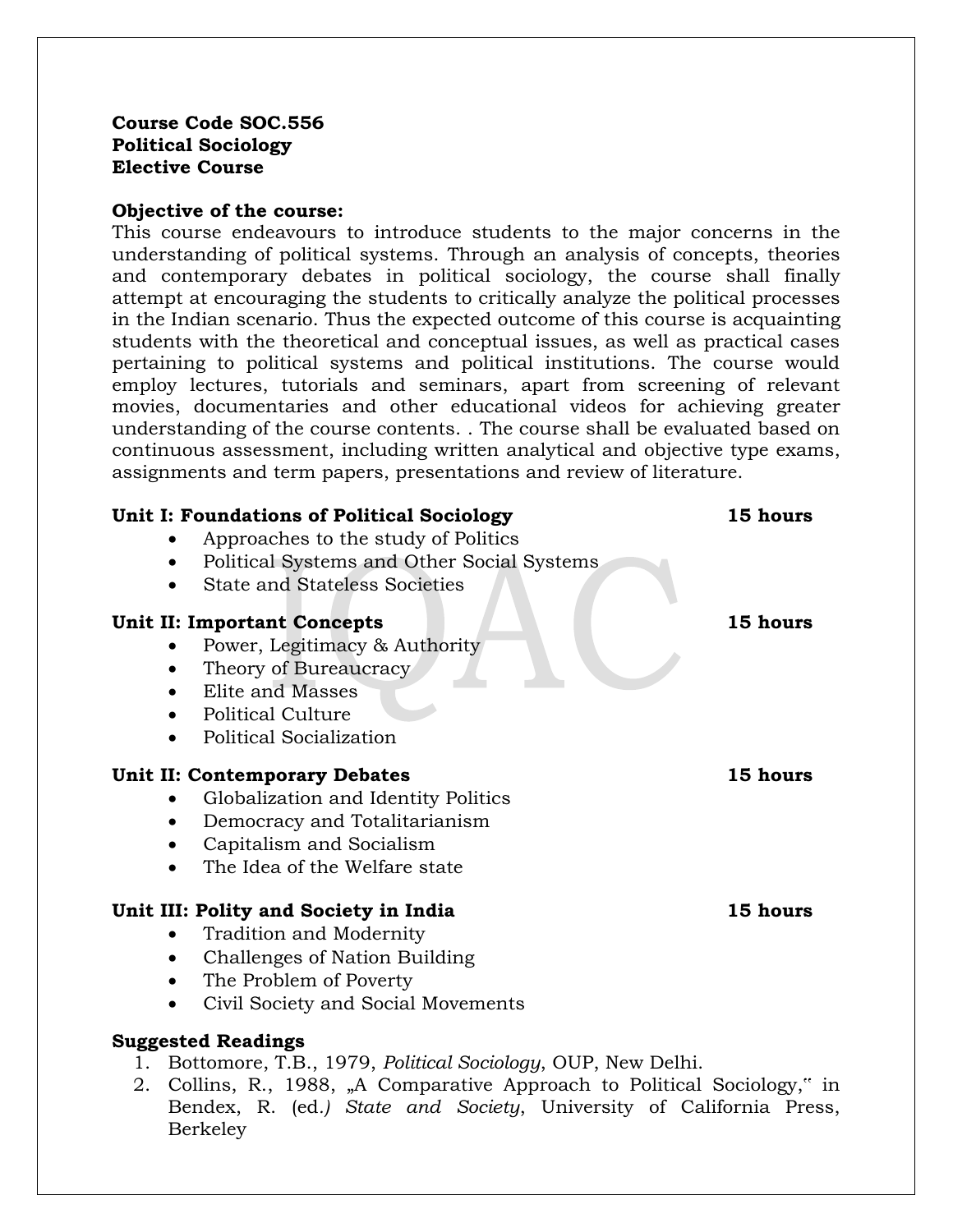**Course Code SOC.556**
**Political Sociology**
**Elective Course**

**Objective of the course:**
This course endeavours to introduce students to the major concerns in the understanding of political systems. Through an analysis of concepts, theories and contemporary debates in political sociology, the course shall finally attempt at encouraging the students to critically analyze the political processes in the Indian scenario. Thus the expected outcome of this course is acquainting students with the theoretical and conceptual issues, as well as practical cases pertaining to political systems and political institutions. The course would employ lectures, tutorials and seminars, apart from screening of relevant movies, documentaries and other educational videos for achieving greater understanding of the course contents. . The course shall be evaluated based on continuous assessment, including written analytical and objective type exams, assignments and term papers, presentations and review of literature.

**Unit I: Foundations of Political Sociology** **15 hours**

- Approaches to the study of Politics
- Political Systems and Other Social Systems
- State and Stateless Societies

**Unit II: Important Concepts** **15 hours**

- Power, Legitimacy & Authority
- Theory of Bureaucracy
- Elite and Masses
- Political Culture
- Political Socialization

**Unit II: Contemporary Debates** **15 hours**

- Globalization and Identity Politics
- Democracy and Totalitarianism
- Capitalism and Socialism
- The Idea of the Welfare state

**Unit III: Polity and Society in India** **15 hours**

- Tradition and Modernity
- Challenges of Nation Building
- The Problem of Poverty
- Civil Society and Social Movements

**Suggested Readings**

1. Bottomore, T.B., 1979, *Political Sociology*, OUP, New Delhi.
2. Collins, R., 1988, „A Comparative Approach to Political Sociology,‟ in Bendex, R. (ed.*) State and Society*, University of California Press, Berkeley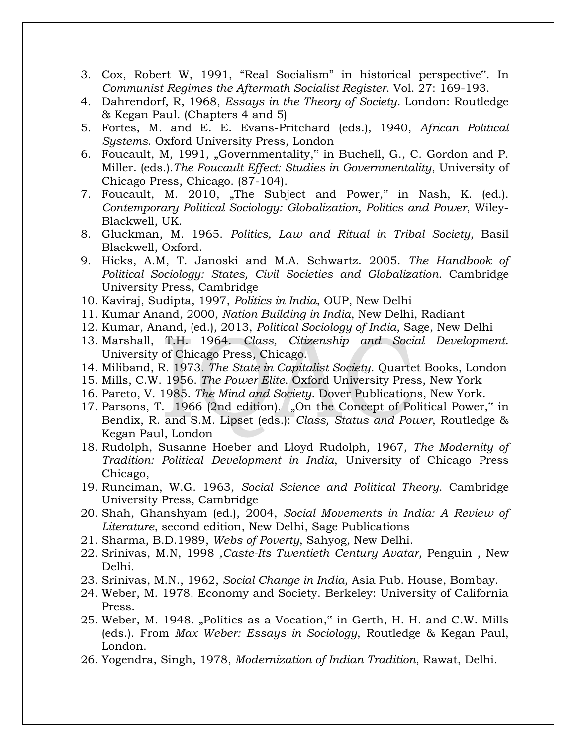3. Cox, Robert W, 1991, "Real Socialism" in historical perspective". In *Communist Regimes the Aftermath Socialist Register*. Vol. 27: 169-193.
4. Dahrendorf, R, 1968, *Essays in the Theory of Society*. London: Routledge & Kegan Paul. (Chapters 4 and 5)
5. Fortes, M. and E. E. Evans-Pritchard (eds.), 1940, *African Political Systems*. Oxford University Press, London
6. Foucault, M, 1991, „Governmentality," in Buchell, G., C. Gordon and P. Miller. (eds.).*The Foucault Effect: Studies in Governmentality*, University of Chicago Press, Chicago. (87-104).
7. Foucault, M. 2010, „The Subject and Power," in Nash, K. (ed.). *Contemporary Political Sociology: Globalization, Politics and Power*, Wiley-Blackwell, UK.
8. Gluckman, M. 1965. *Politics, Law and Ritual in Tribal Society*, Basil Blackwell, Oxford.
9. Hicks, A.M, T. Janoski and M.A. Schwartz. 2005. *The Handbook of Political Sociology: States, Civil Societies and Globalization*. Cambridge University Press, Cambridge
10. Kaviraj, Sudipta, 1997, *Politics in India*, OUP, New Delhi
11. Kumar Anand, 2000, *Nation Building in India*, New Delhi, Radiant
12. Kumar, Anand, (ed.), 2013, *Political Sociology of India*, Sage, New Delhi
13. Marshall, T.H. 1964. *Class, Citizenship and Social Development*. University of Chicago Press, Chicago.
14. Miliband, R. 1973. *The State in Capitalist Society*. Quartet Books, London
15. Mills, C.W. 1956. *The Power Elite*. Oxford University Press, New York
16. Pareto, V. 1985. *The Mind and Society*. Dover Publications, New York.
17. Parsons, T. 1966 (2nd edition). „On the Concept of Political Power," in Bendix, R. and S.M. Lipset (eds.): *Class, Status and Power*, Routledge & Kegan Paul, London
18. Rudolph, Susanne Hoeber and Lloyd Rudolph, 1967, *The Modernity of Tradition: Political Development in India*, University of Chicago Press Chicago,
19. Runciman, W.G. 1963, *Social Science and Political Theory*. Cambridge University Press, Cambridge
20. Shah, Ghanshyam (ed.), 2004, *Social Movements in India: A Review of Literature*, second edition, New Delhi, Sage Publications
21. Sharma, B.D.1989, *Webs of Poverty*, Sahyog, New Delhi.
22. Srinivas, M.N, 1998 ,*Caste-Its Twentieth Century Avatar*, Penguin , New Delhi.
23. Srinivas, M.N., 1962, *Social Change in India*, Asia Pub. House, Bombay.
24. Weber, M. 1978. Economy and Society. Berkeley: University of California Press.
25. Weber, M. 1948. „Politics as a Vocation," in Gerth, H. H. and C.W. Mills (eds.). From *Max Weber: Essays in Sociology*, Routledge & Kegan Paul, London.
26. Yogendra, Singh, 1978, *Modernization of Indian Tradition*, Rawat, Delhi.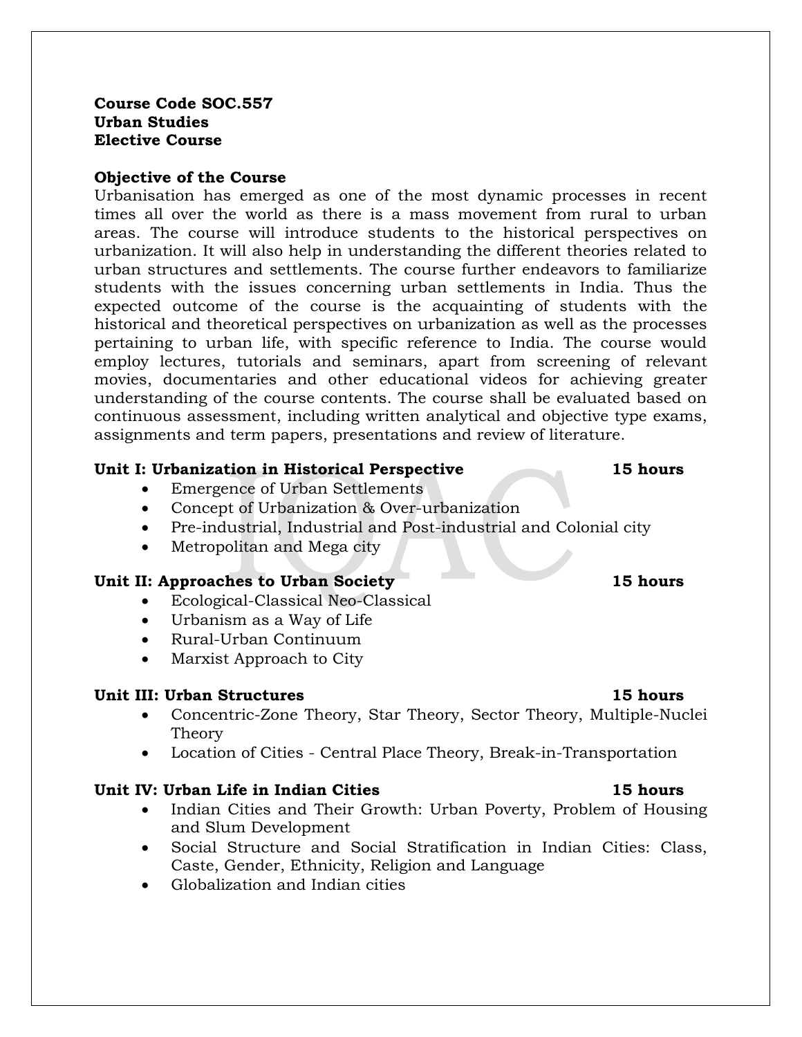**Course Code SOC.557**
**Urban Studies**
**Elective Course**

**Objective of the Course**

Urbanisation has emerged as one of the most dynamic processes in recent times all over the world as there is a mass movement from rural to urban areas. The course will introduce students to the historical perspectives on urbanization. It will also help in understanding the different theories related to urban structures and settlements. The course further endeavors to familiarize students with the issues concerning urban settlements in India. Thus the expected outcome of the course is the acquainting of students with the historical and theoretical perspectives on urbanization as well as the processes pertaining to urban life, with specific reference to India. The course would employ lectures, tutorials and seminars, apart from screening of relevant movies, documentaries and other educational videos for achieving greater understanding of the course contents. The course shall be evaluated based on continuous assessment, including written analytical and objective type exams, assignments and term papers, presentations and review of literature.

**Unit I: Urbanization in Historical Perspective** **15 hours**

- Emergence of Urban Settlements
- Concept of Urbanization & Over-urbanization
- Pre-industrial, Industrial and Post-industrial and Colonial city
- Metropolitan and Mega city

**Unit II: Approaches to Urban Society** **15 hours**

- Ecological-Classical Neo-Classical
- Urbanism as a Way of Life
- Rural-Urban Continuum
- Marxist Approach to City

**Unit III: Urban Structures** **15 hours**

- Concentric-Zone Theory, Star Theory, Sector Theory, Multiple-Nuclei Theory
- Location of Cities - Central Place Theory, Break-in-Transportation

**Unit IV: Urban Life in Indian Cities** **15 hours**

- Indian Cities and Their Growth: Urban Poverty, Problem of Housing and Slum Development
- Social Structure and Social Stratification in Indian Cities: Class, Caste, Gender, Ethnicity, Religion and Language
- Globalization and Indian cities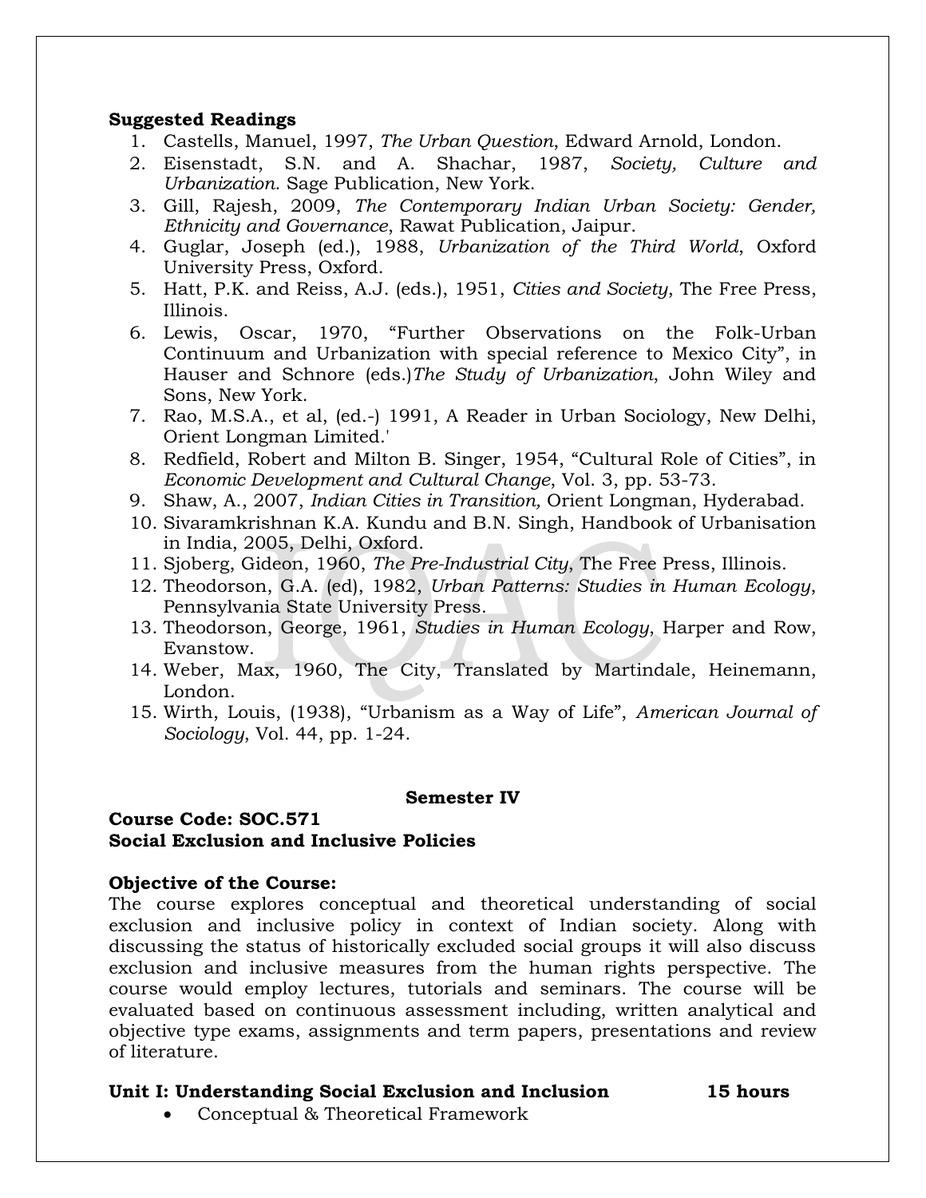**Suggested Readings**

1. Castells, Manuel, 1997, *The Urban Question*, Edward Arnold, London.
2. Eisenstadt, S.N. and A. Shachar, 1987, *Society, Culture and Urbanization.* Sage Publication, New York.
3. Gill, Rajesh, 2009, *The Contemporary Indian Urban Society: Gender, Ethnicity and Governance*, Rawat Publication, Jaipur.
4. Guglar, Joseph (ed.), 1988, *Urbanization of the Third World*, Oxford University Press, Oxford.
5. Hatt, P.K. and Reiss, A.J. (eds.), 1951, *Cities and Society*, The Free Press, Illinois.
6. Lewis, Oscar, 1970, "Further Observations on the Folk-Urban Continuum and Urbanization with special reference to Mexico City", in Hauser and Schnore (eds.)*The Study of Urbanization*, John Wiley and Sons, New York.
7. Rao, M.S.A., et al, (ed.-) 1991, A Reader in Urban Sociology, New Delhi, Orient Longman Limited.'
8. Redfield, Robert and Milton B. Singer, 1954, "Cultural Role of Cities", in *Economic Development and Cultural Change*, Vol. 3, pp. 53-73.
9. Shaw, A., 2007, *Indian Cities in Transition,* Orient Longman, Hyderabad.
10. Sivaramkrishnan K.A. Kundu and B.N. Singh, Handbook of Urbanisation in India, 2005, Delhi, Oxford.
11. Sjoberg, Gideon, 1960, *The Pre-Industrial City*, The Free Press, Illinois.
12. Theodorson, G.A. (ed), 1982, *Urban Patterns: Studies in Human Ecology*, Pennsylvania State University Press.
13. Theodorson, George, 1961, *Studies in Human Ecology*, Harper and Row, Evanstow.
14. Weber, Max, 1960, The City, Translated by Martindale, Heinemann, London.
15. Wirth, Louis, (1938), "Urbanism as a Way of Life", *American Journal of Sociology*, Vol. 44, pp. 1-24.

**Semester IV**

**Course Code: SOC.571**
**Social Exclusion and Inclusive Policies**

**Objective of the Course:**
The course explores conceptual and theoretical understanding of social exclusion and inclusive policy in context of Indian society. Along with discussing the status of historically excluded social groups it will also discuss exclusion and inclusive measures from the human rights perspective. The course would employ lectures, tutorials and seminars. The course will be evaluated based on continuous assessment including, written analytical and objective type exams, assignments and term papers, presentations and review of literature.

**Unit I: Understanding Social Exclusion and Inclusion** **15 hours**

- Conceptual & Theoretical Framework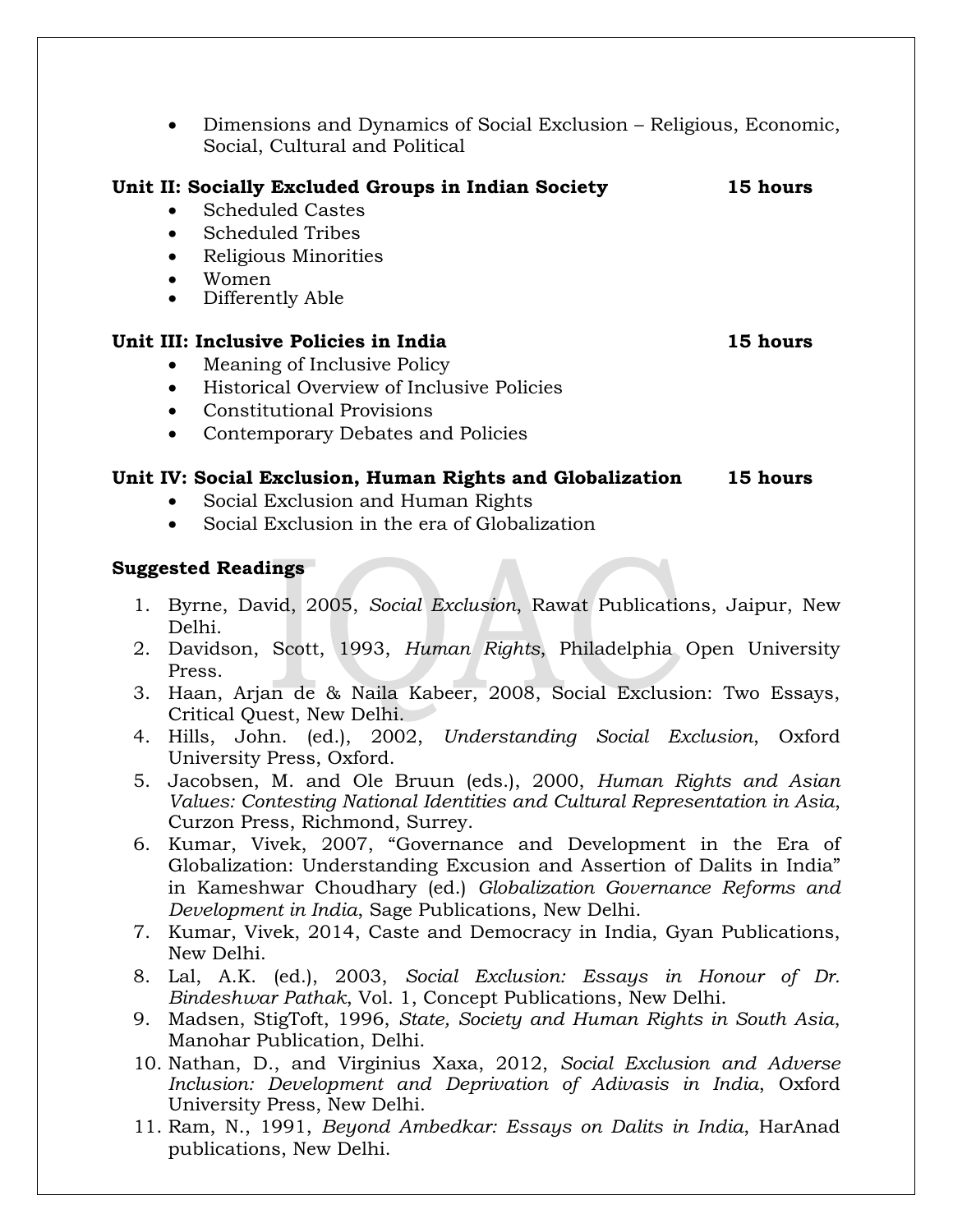- Dimensions and Dynamics of Social Exclusion – Religious, Economic, Social, Cultural and Political

**Unit II: Socially Excluded Groups in Indian Society** **15 hours**

- Scheduled Castes
- Scheduled Tribes
- Religious Minorities
- Women
- Differently Able

**Unit III: Inclusive Policies in India** **15 hours**

- Meaning of Inclusive Policy
- Historical Overview of Inclusive Policies
- Constitutional Provisions
- Contemporary Debates and Policies

**Unit IV: Social Exclusion, Human Rights and Globalization** **15 hours**

- Social Exclusion and Human Rights
- Social Exclusion in the era of Globalization

**Suggested Readings**

1. Byrne, David, 2005, *Social Exclusion*, Rawat Publications, Jaipur, New Delhi.
2. Davidson, Scott, 1993, *Human Rights*, Philadelphia Open University Press.
3. Haan, Arjan de & Naila Kabeer, 2008, Social Exclusion: Two Essays, Critical Quest, New Delhi.
4. Hills, John. (ed.), 2002, *Understanding Social Exclusion*, Oxford University Press, Oxford.
5. Jacobsen, M. and Ole Bruun (eds.), 2000, *Human Rights and Asian Values: Contesting National Identities and Cultural Representation in Asia*, Curzon Press, Richmond, Surrey.
6. Kumar, Vivek, 2007, "Governance and Development in the Era of Globalization: Understanding Excusion and Assertion of Dalits in India" in Kameshwar Choudhary (ed.) *Globalization Governance Reforms and Development in India*, Sage Publications, New Delhi.
7. Kumar, Vivek, 2014, Caste and Democracy in India, Gyan Publications, New Delhi.
8. Lal, A.K. (ed.), 2003, *Social Exclusion: Essays in Honour of Dr. Bindeshwar Pathak*, Vol. 1, Concept Publications, New Delhi.
9. Madsen, StigToft, 1996, *State, Society and Human Rights in South Asia*, Manohar Publication, Delhi.
10. Nathan, D., and Virginius Xaxa, 2012, *Social Exclusion and Adverse Inclusion: Development and Deprivation of Adivasis in India*, Oxford University Press, New Delhi.
11. Ram, N., 1991, *Beyond Ambedkar: Essays on Dalits in India*, HarAnad publications, New Delhi.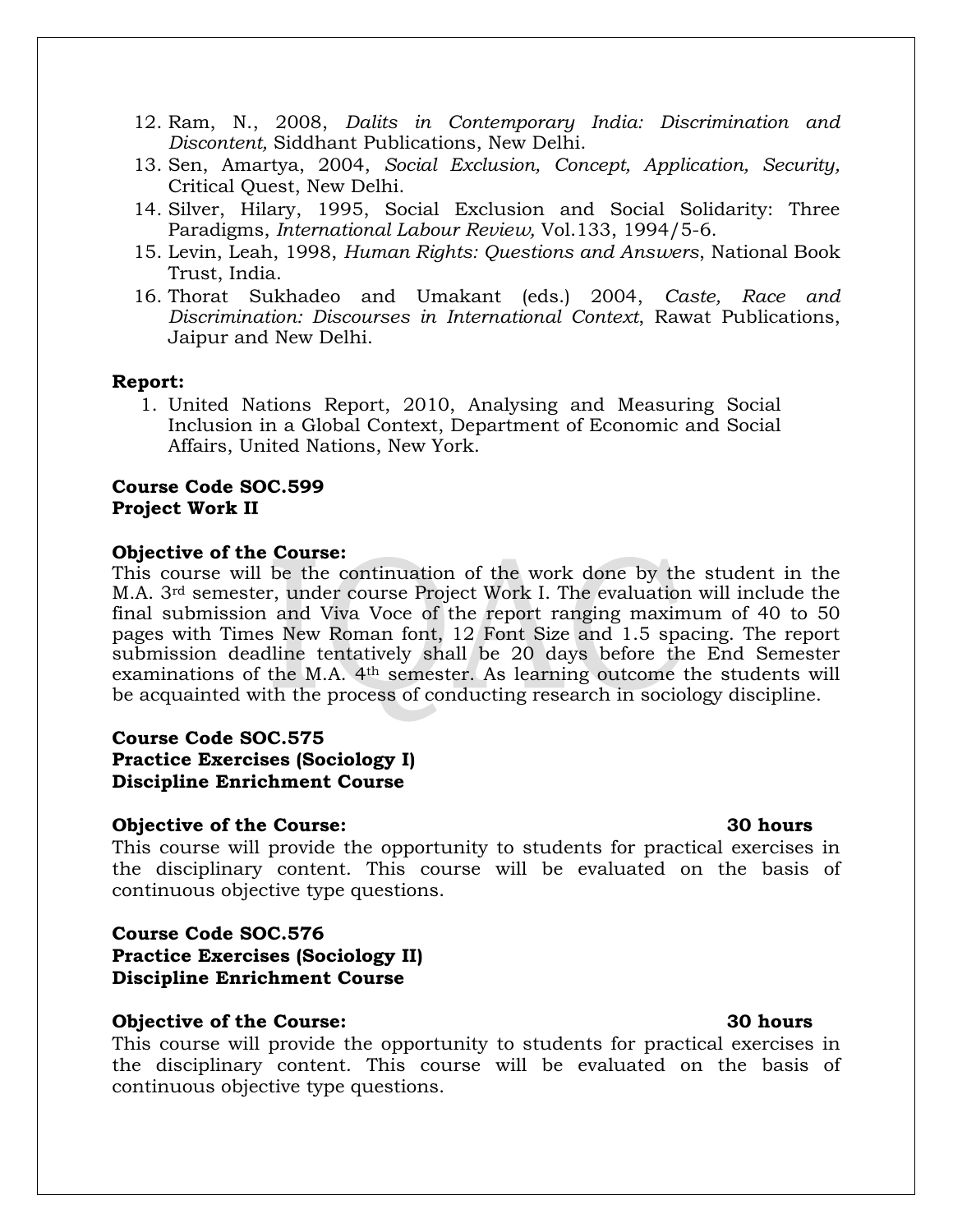12. Ram, N., 2008, *Dalits in Contemporary India: Discrimination and Discontent,* Siddhant Publications, New Delhi.
13. Sen, Amartya, 2004, *Social Exclusion, Concept, Application, Security,* Critical Quest, New Delhi.
14. Silver, Hilary, 1995, Social Exclusion and Social Solidarity: Three Paradigms, *International Labour Review,* Vol.133, 1994/5-6.
15. Levin, Leah, 1998, *Human Rights: Questions and Answers*, National Book Trust, India.
16. Thorat Sukhadeo and Umakant (eds.) 2004, *Caste, Race and Discrimination: Discourses in International Context*, Rawat Publications, Jaipur and New Delhi.

**Report:**

1. United Nations Report, 2010, Analysing and Measuring Social Inclusion in a Global Context, Department of Economic and Social Affairs, United Nations, New York.

**Course Code SOC.599**
**Project Work II**

**Objective of the Course:**
This course will be the continuation of the work done by the student in the M.A. 3rd semester, under course Project Work I. The evaluation will include the final submission and Viva Voce of the report ranging maximum of 40 to 50 pages with Times New Roman font, 12 Font Size and 1.5 spacing. The report submission deadline tentatively shall be 20 days before the End Semester examinations of the M.A. 4th semester. As learning outcome the students will be acquainted with the process of conducting research in sociology discipline.

**Course Code SOC.575**
**Practice Exercises (Sociology I)**
**Discipline Enrichment Course**

**Objective of the Course:** **30 hours**
This course will provide the opportunity to students for practical exercises in the disciplinary content. This course will be evaluated on the basis of continuous objective type questions.

**Course Code SOC.576**
**Practice Exercises (Sociology II)**
**Discipline Enrichment Course**

**Objective of the Course:** **30 hours**
This course will provide the opportunity to students for practical exercises in the disciplinary content. This course will be evaluated on the basis of continuous objective type questions.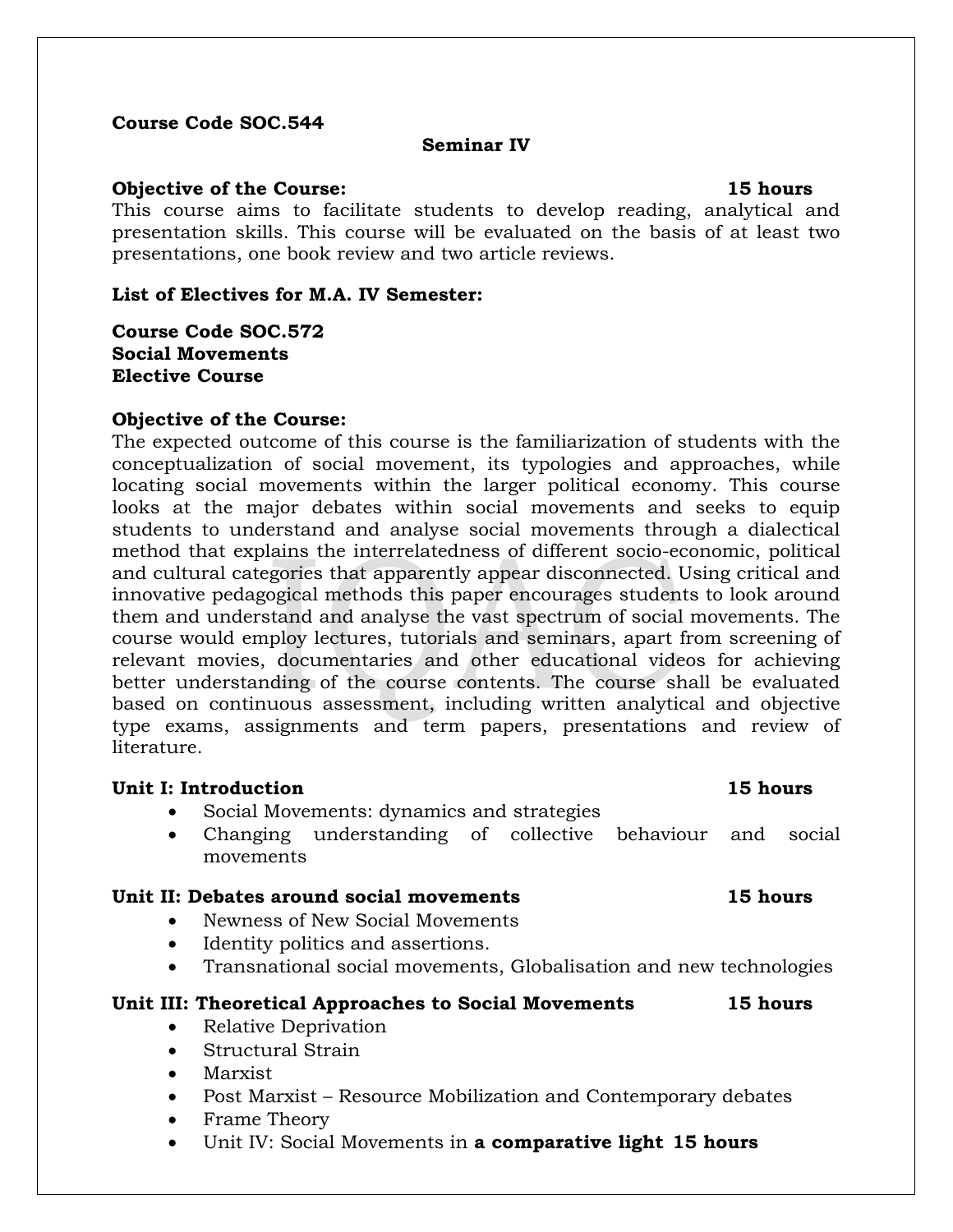**Course Code SOC.544**

**Seminar IV**

**Objective of the Course:** **15 hours**

This course aims to facilitate students to develop reading, analytical and presentation skills. This course will be evaluated on the basis of at least two presentations, one book review and two article reviews.

**List of Electives for M.A. IV Semester:**

**Course Code SOC.572**
**Social Movements**
**Elective Course**

**Objective of the Course:**

The expected outcome of this course is the familiarization of students with the conceptualization of social movement, its typologies and approaches, while locating social movements within the larger political economy. This course looks at the major debates within social movements and seeks to equip students to understand and analyse social movements through a dialectical method that explains the interrelatedness of different socio-economic, political and cultural categories that apparently appear disconnected. Using critical and innovative pedagogical methods this paper encourages students to look around them and understand and analyse the vast spectrum of social movements. The course would employ lectures, tutorials and seminars, apart from screening of relevant movies, documentaries and other educational videos for achieving better understanding of the course contents. The course shall be evaluated based on continuous assessment, including written analytical and objective type exams, assignments and term papers, presentations and review of literature.

**Unit I: Introduction** **15 hours**

- Social Movements: dynamics and strategies
- Changing understanding of collective behaviour and social movements

**Unit II: Debates around social movements** **15 hours**

- Newness of New Social Movements
- Identity politics and assertions.
- Transnational social movements, Globalisation and new technologies

**Unit III: Theoretical Approaches to Social Movements** **15 hours**

- Relative Deprivation
- Structural Strain
- Marxist
- Post Marxist – Resource Mobilization and Contemporary debates
- Frame Theory
- Unit IV: Social Movements in **a comparative light** **15 hours**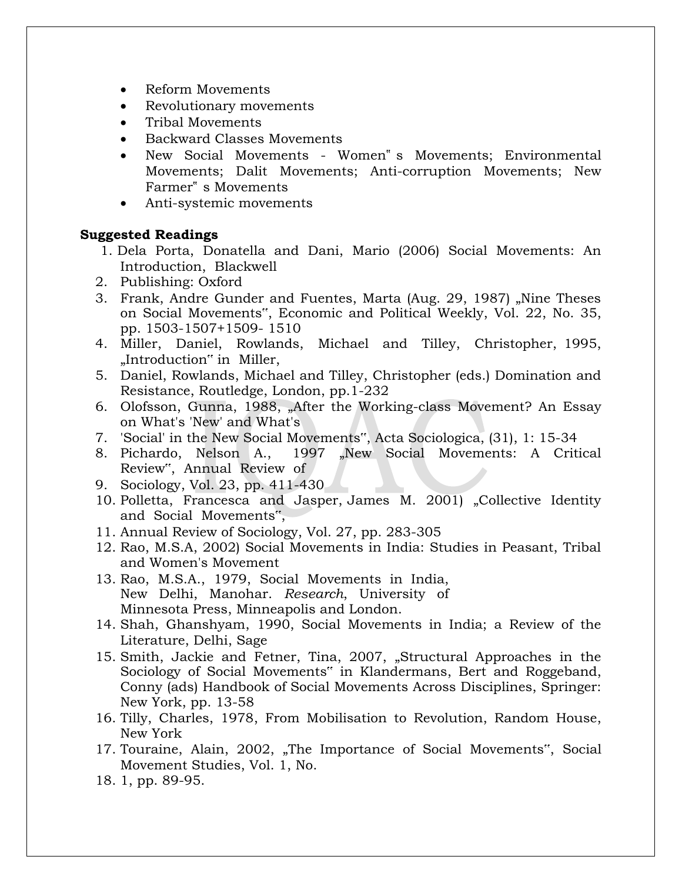- Reform Movements
- Revolutionary movements
- Tribal Movements
- Backward Classes Movements
- New Social Movements - Women" s Movements; Environmental Movements; Dalit Movements; Anti-corruption Movements; New Farmer" s Movements
- Anti-systemic movements

**Suggested Readings**

1. Dela Porta, Donatella and Dani, Mario (2006) Social Movements: An Introduction, Blackwell
2. Publishing: Oxford
3. Frank, Andre Gunder and Fuentes, Marta (Aug. 29, 1987) „Nine Theses on Social Movements", Economic and Political Weekly, Vol. 22, No. 35, pp. 1503-1507+1509- 1510
4. Miller, Daniel, Rowlands, Michael and Tilley, Christopher, 1995, „Introduction" in Miller,
5. Daniel, Rowlands, Michael and Tilley, Christopher (eds.) Domination and Resistance, Routledge, London, pp.1-232
6. Olofsson, Gunna, 1988, „After the Working-class Movement? An Essay on What's 'New' and What's
7. 'Social' in the New Social Movements", Acta Sociologica, (31), 1: 15-34
8. Pichardo, Nelson A., 1997 „New Social Movements: A Critical Review", Annual Review of
9. Sociology, Vol. 23, pp. 411-430
10. Polletta, Francesca and Jasper, James M. 2001) „Collective Identity and Social Movements",
11. Annual Review of Sociology, Vol. 27, pp. 283-305
12. Rao, M.S.A, 2002) Social Movements in India: Studies in Peasant, Tribal and Women's Movement
13. Rao, M.S.A., 1979, Social Movements in India, New Delhi, Manohar. *Research*, University of Minnesota Press, Minneapolis and London.
14. Shah, Ghanshyam, 1990, Social Movements in India; a Review of the Literature, Delhi, Sage
15. Smith, Jackie and Fetner, Tina, 2007, „Structural Approaches in the Sociology of Social Movements" in Klandermans, Bert and Roggeband, Conny (ads) Handbook of Social Movements Across Disciplines, Springer: New York, pp. 13-58
16. Tilly, Charles, 1978, From Mobilisation to Revolution, Random House, New York
17. Touraine, Alain, 2002, „The Importance of Social Movements", Social Movement Studies, Vol. 1, No.
18. 1, pp. 89-95.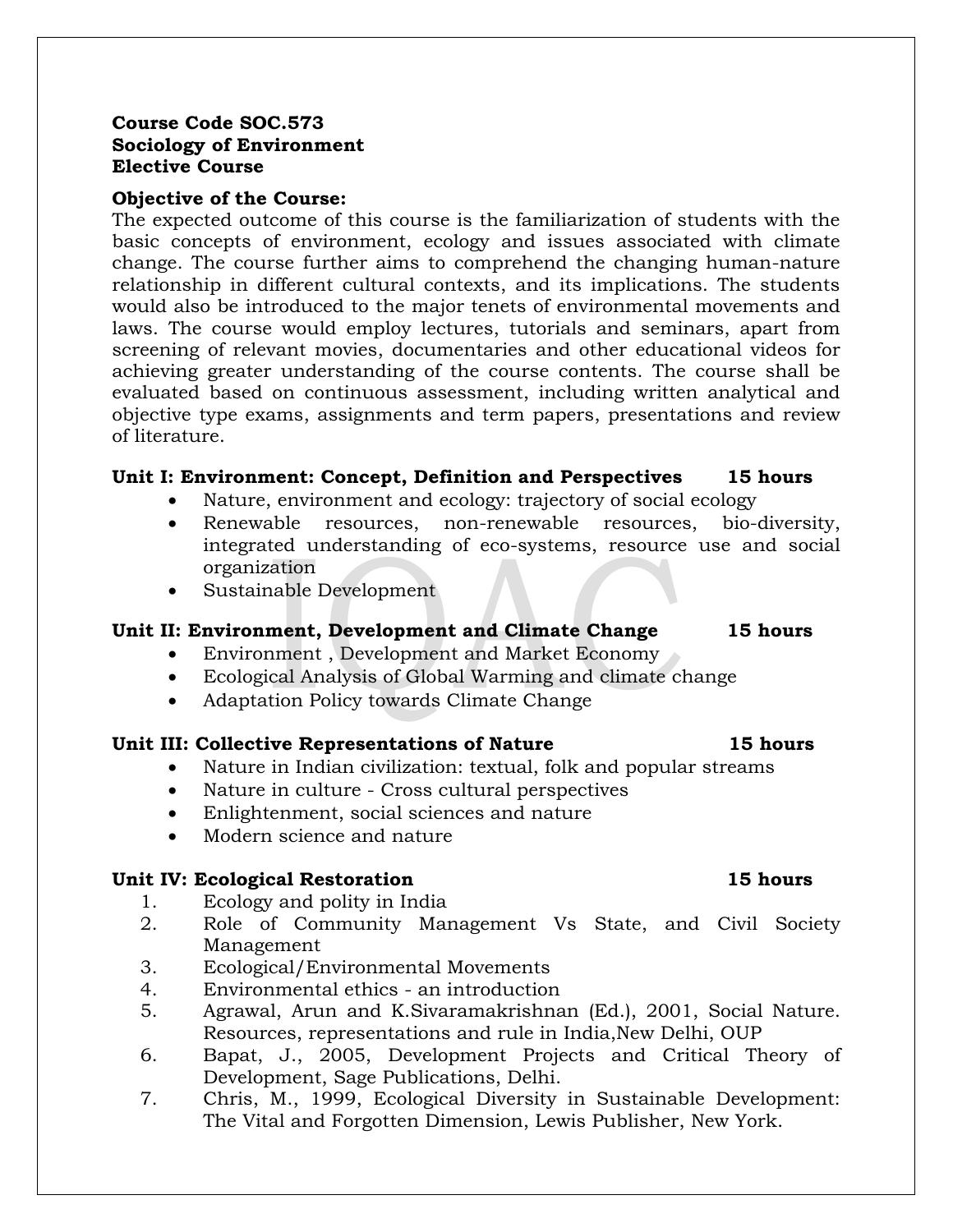**Course Code SOC.573**
**Sociology of Environment**
**Elective Course**

**Objective of the Course:**
The expected outcome of this course is the familiarization of students with the basic concepts of environment, ecology and issues associated with climate change. The course further aims to comprehend the changing human-nature relationship in different cultural contexts, and its implications. The students would also be introduced to the major tenets of environmental movements and laws. The course would employ lectures, tutorials and seminars, apart from screening of relevant movies, documentaries and other educational videos for achieving greater understanding of the course contents. The course shall be evaluated based on continuous assessment, including written analytical and objective type exams, assignments and term papers, presentations and review of literature.

**Unit I: Environment: Concept, Definition and Perspectives 15 hours**

- Nature, environment and ecology: trajectory of social ecology
- Renewable resources, non-renewable resources, bio-diversity, integrated understanding of eco-systems, resource use and social organization
- Sustainable Development

**Unit II: Environment, Development and Climate Change 15 hours**

- Environment , Development and Market Economy
- Ecological Analysis of Global Warming and climate change
- Adaptation Policy towards Climate Change

**Unit III: Collective Representations of Nature 15 hours**

- Nature in Indian civilization: textual, folk and popular streams
- Nature in culture - Cross cultural perspectives
- Enlightenment, social sciences and nature
- Modern science and nature

**Unit IV: Ecological Restoration 15 hours**

1. Ecology and polity in India
2. Role of Community Management Vs State, and Civil Society Management
3. Ecological/Environmental Movements
4. Environmental ethics - an introduction
5. Agrawal, Arun and K.Sivaramakrishnan (Ed.), 2001, Social Nature. Resources, representations and rule in India,New Delhi, OUP
6. Bapat, J., 2005, Development Projects and Critical Theory of Development, Sage Publications, Delhi.
7. Chris, M., 1999, Ecological Diversity in Sustainable Development: The Vital and Forgotten Dimension, Lewis Publisher, New York.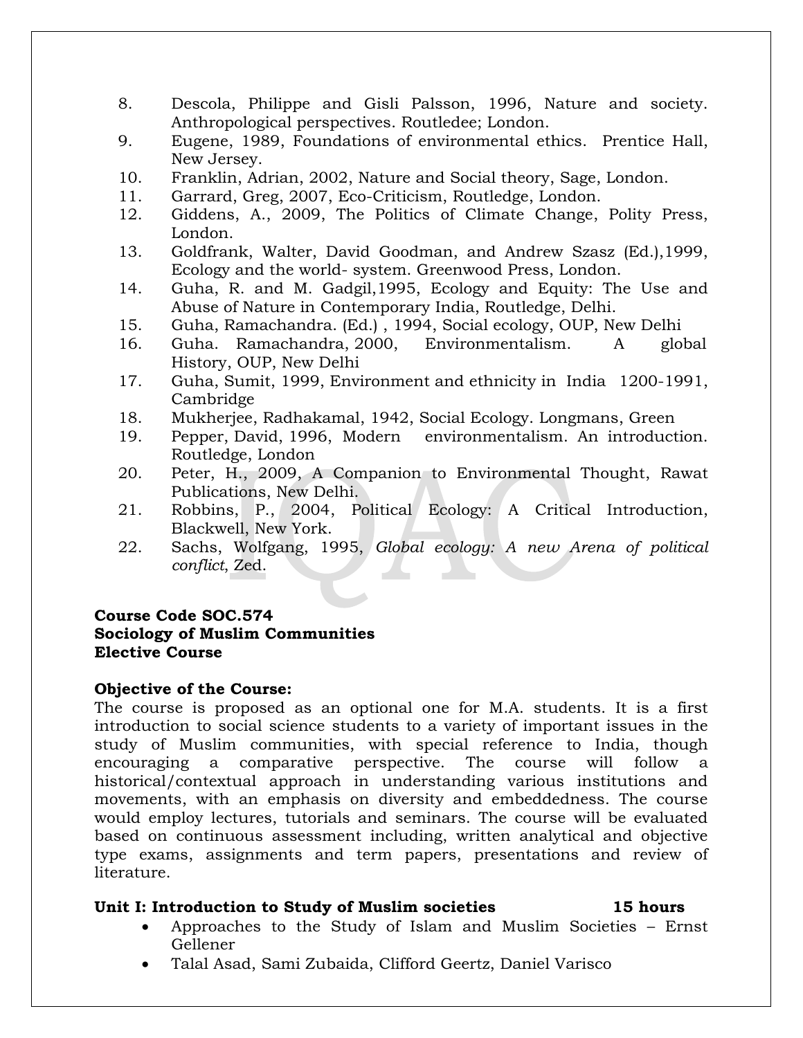8. Descola, Philippe and Gisli Palsson, 1996, Nature and society. Anthropological perspectives. Routledee; London.
9. Eugene, 1989, Foundations of environmental ethics. Prentice Hall, New Jersey.
10. Franklin, Adrian, 2002, Nature and Social theory, Sage, London.
11. Garrard, Greg, 2007, Eco-Criticism, Routledge, London.
12. Giddens, A., 2009, The Politics of Climate Change, Polity Press, London.
13. Goldfrank, Walter, David Goodman, and Andrew Szasz (Ed.),1999, Ecology and the world- system. Greenwood Press, London.
14. Guha, R. and M. Gadgil,1995, Ecology and Equity: The Use and Abuse of Nature in Contemporary India, Routledge, Delhi.
15. Guha, Ramachandra. (Ed.) , 1994, Social ecology, OUP, New Delhi
16. Guha. Ramachandra, 2000, Environmentalism. A global History, OUP, New Delhi
17. Guha, Sumit, 1999, Environment and ethnicity in India 1200-1991, Cambridge
18. Mukherjee, Radhakamal, 1942, Social Ecology. Longmans, Green
19. Pepper, David, 1996, Modern environmentalism. An introduction. Routledge, London
20. Peter, H., 2009, A Companion to Environmental Thought, Rawat Publications, New Delhi.
21. Robbins, P., 2004, Political Ecology: A Critical Introduction, Blackwell, New York.
22. Sachs, Wolfgang, 1995, *Global ecology: A new Arena of political conflict*, Zed.

**Course Code SOC.574**
**Sociology of Muslim Communities**
**Elective Course**

**Objective of the Course:**

The course is proposed as an optional one for M.A. students. It is a first introduction to social science students to a variety of important issues in the study of Muslim communities, with special reference to India, though encouraging a comparative perspective. The course will follow a historical/contextual approach in understanding various institutions and movements, with an emphasis on diversity and embeddedness. The course would employ lectures, tutorials and seminars. The course will be evaluated based on continuous assessment including, written analytical and objective type exams, assignments and term papers, presentations and review of literature.

**Unit I: Introduction to Study of Muslim societies 15 hours**

- Approaches to the Study of Islam and Muslim Societies – Ernst Gellener
- Talal Asad, Sami Zubaida, Clifford Geertz, Daniel Varisco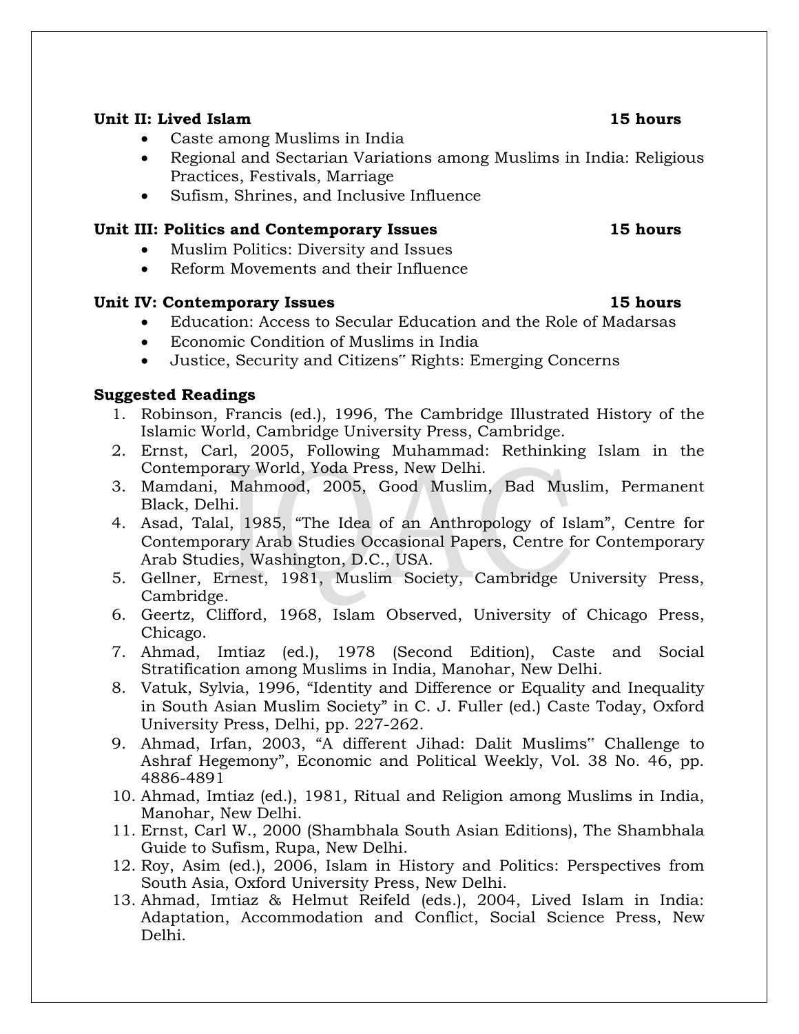**Unit II: Lived Islam 15 hours**

- Caste among Muslims in India
- Regional and Sectarian Variations among Muslims in India: Religious Practices, Festivals, Marriage
- Sufism, Shrines, and Inclusive Influence

**Unit III: Politics and Contemporary Issues 15 hours**

- Muslim Politics: Diversity and Issues
- Reform Movements and their Influence

**Unit IV: Contemporary Issues 15 hours**

- Education: Access to Secular Education and the Role of Madarsas
- Economic Condition of Muslims in India
- Justice, Security and Citizens" Rights: Emerging Concerns

**Suggested Readings**

1. Robinson, Francis (ed.), 1996, The Cambridge Illustrated History of the Islamic World, Cambridge University Press, Cambridge.
2. Ernst, Carl, 2005, Following Muhammad: Rethinking Islam in the Contemporary World, Yoda Press, New Delhi.
3. Mamdani, Mahmood, 2005, Good Muslim, Bad Muslim, Permanent Black, Delhi.
4. Asad, Talal, 1985, "The Idea of an Anthropology of Islam", Centre for Contemporary Arab Studies Occasional Papers, Centre for Contemporary Arab Studies, Washington, D.C., USA.
5. Gellner, Ernest, 1981, Muslim Society, Cambridge University Press, Cambridge.
6. Geertz, Clifford, 1968, Islam Observed, University of Chicago Press, Chicago.
7. Ahmad, Imtiaz (ed.), 1978 (Second Edition), Caste and Social Stratification among Muslims in India, Manohar, New Delhi.
8. Vatuk, Sylvia, 1996, "Identity and Difference or Equality and Inequality in South Asian Muslim Society" in C. J. Fuller (ed.) Caste Today, Oxford University Press, Delhi, pp. 227-262.
9. Ahmad, Irfan, 2003, "A different Jihad: Dalit Muslims" Challenge to Ashraf Hegemony", Economic and Political Weekly, Vol. 38 No. 46, pp. 4886-4891
10. Ahmad, Imtiaz (ed.), 1981, Ritual and Religion among Muslims in India, Manohar, New Delhi.
11. Ernst, Carl W., 2000 (Shambhala South Asian Editions), The Shambhala Guide to Sufism, Rupa, New Delhi.
12. Roy, Asim (ed.), 2006, Islam in History and Politics: Perspectives from South Asia, Oxford University Press, New Delhi.
13. Ahmad, Imtiaz & Helmut Reifeld (eds.), 2004, Lived Islam in India: Adaptation, Accommodation and Conflict, Social Science Press, New Delhi.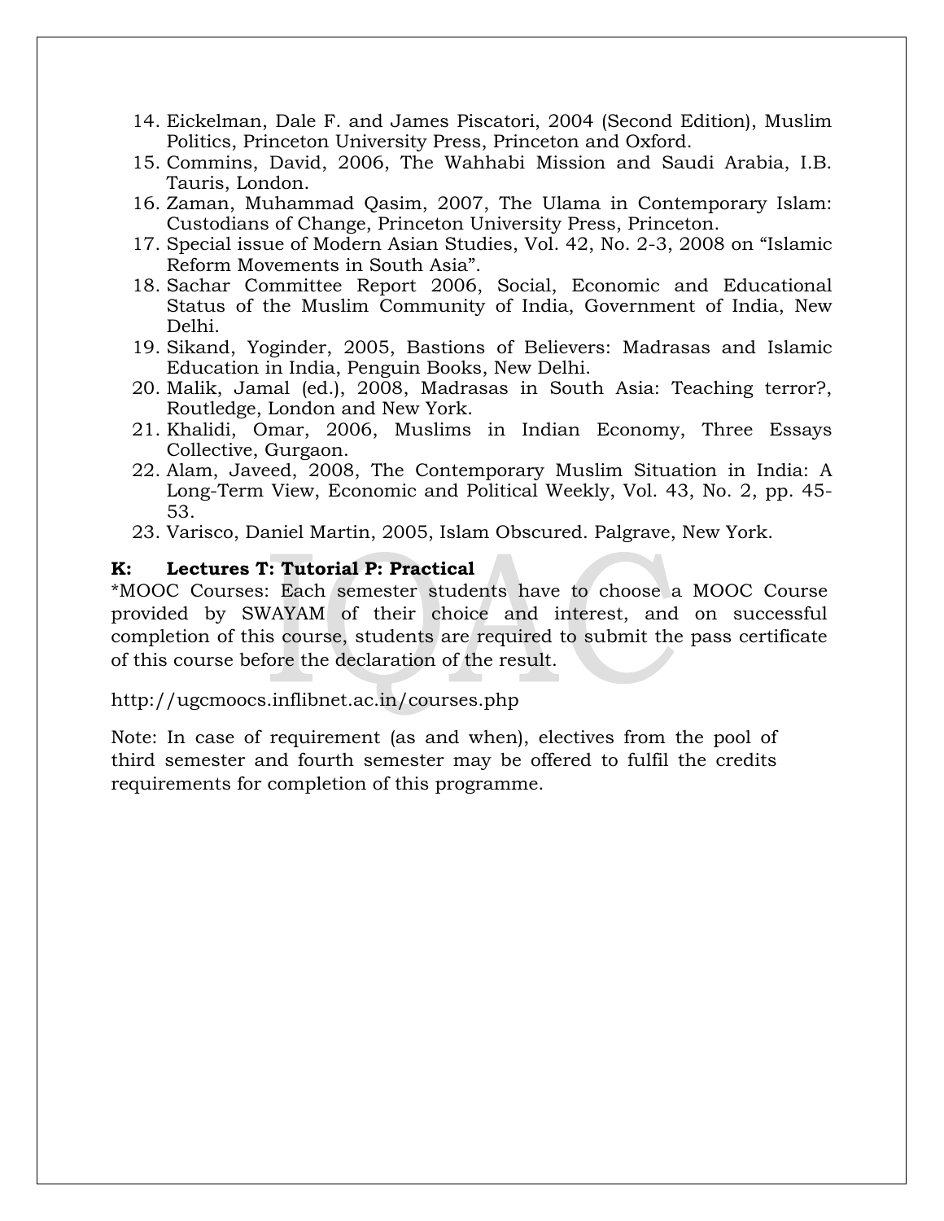14. Eickelman, Dale F. and James Piscatori, 2004 (Second Edition), Muslim Politics, Princeton University Press, Princeton and Oxford.
15. Commins, David, 2006, The Wahhabi Mission and Saudi Arabia, I.B. Tauris, London.
16. Zaman, Muhammad Qasim, 2007, The Ulama in Contemporary Islam: Custodians of Change, Princeton University Press, Princeton.
17. Special issue of Modern Asian Studies, Vol. 42, No. 2-3, 2008 on "Islamic Reform Movements in South Asia".
18. Sachar Committee Report 2006, Social, Economic and Educational Status of the Muslim Community of India, Government of India, New Delhi.
19. Sikand, Yoginder, 2005, Bastions of Believers: Madrasas and Islamic Education in India, Penguin Books, New Delhi.
20. Malik, Jamal (ed.), 2008, Madrasas in South Asia: Teaching terror?, Routledge, London and New York.
21. Khalidi, Omar, 2006, Muslims in Indian Economy, Three Essays Collective, Gurgaon.
22. Alam, Javeed, 2008, The Contemporary Muslim Situation in India: A Long-Term View, Economic and Political Weekly, Vol. 43, No. 2, pp. 45-53.
23. Varisco, Daniel Martin, 2005, Islam Obscured. Palgrave, New York.

**K: Lectures T: Tutorial P: Practical**

*MOOC Courses: Each semester students have to choose a MOOC Course provided by SWAYAM of their choice and interest, and on successful completion of this course, students are required to submit the pass certificate of this course before the declaration of the result.

http://ugcmoocs.inflibnet.ac.in/courses.php

Note: In case of requirement (as and when), electives from the pool of third semester and fourth semester may be offered to fulfil the credits requirements for completion of this programme.